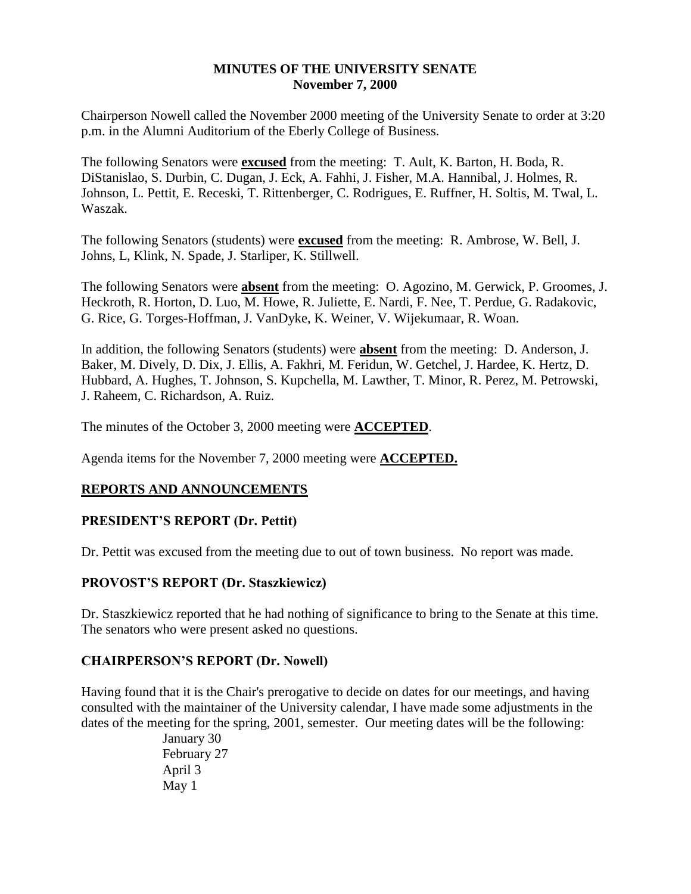# MINUTES OF THE UNIVERSITY SENATE
## November 7, 2000

Chairperson Nowell called the November 2000 meeting of the University Senate to order at 3:20 p.m. in the Alumni Auditorium of the Eberly College of Business.

The following Senators were **excused** from the meeting: T. Ault, K. Barton, H. Boda, R. DiStanislao, S. Durbin, C. Dugan, J. Eck, A. Fahhi, J. Fisher, M.A. Hannibal, J. Holmes, R. Johnson, L. Pettit, E. Receski, T. Rittenberger, C. Rodrigues, E. Ruffner, H. Soltis, M. Twal, L. Waszak.

The following Senators (students) were **excused** from the meeting: R. Ambrose, W. Bell, J. Johns, L, Klink, N. Spade, J. Starliper, K. Stillwell.

The following Senators were **absent** from the meeting: O. Agozino, M. Gerwick, P. Groomes, J. Heckroth, R. Horton, D. Luo, M. Howe, R. Juliette, E. Nardi, F. Nee, T. Perdue, G. Radakovic, G. Rice, G. Torges-Hoffman, J. VanDyke, K. Weiner, V. Wijekumaar, R. Woan.

In addition, the following Senators (students) were **absent** from the meeting: D. Anderson, J. Baker, M. Dively, D. Dix, J. Ellis, A. Fakhri, M. Feridun, W. Getchel, J. Hardee, K. Hertz, D. Hubbard, A. Hughes, T. Johnson, S. Kupchella, M. Lawther, T. Minor, R. Perez, M. Petrowski, J. Raheem, C. Richardson, A. Ruiz.

The minutes of the October 3, 2000 meeting were **ACCEPTED**.

Agenda items for the November 7, 2000 meeting were **ACCEPTED.**

## REPORTS AND ANNOUNCEMENTS

### PRESIDENT'S REPORT (Dr. Pettit)

Dr. Pettit was excused from the meeting due to out of town business. No report was made.

### PROVOST'S REPORT (Dr. Staszkiewicz)

Dr. Staszkiewicz reported that he had nothing of significance to bring to the Senate at this time. The senators who were present asked no questions.

### CHAIRPERSON'S REPORT (Dr. Nowell)

Having found that it is the Chair's prerogative to decide on dates for our meetings, and having consulted with the maintainer of the University calendar, I have made some adjustments in the dates of the meeting for the spring, 2001, semester. Our meeting dates will be the following:

January 30
February 27
April 3
May 1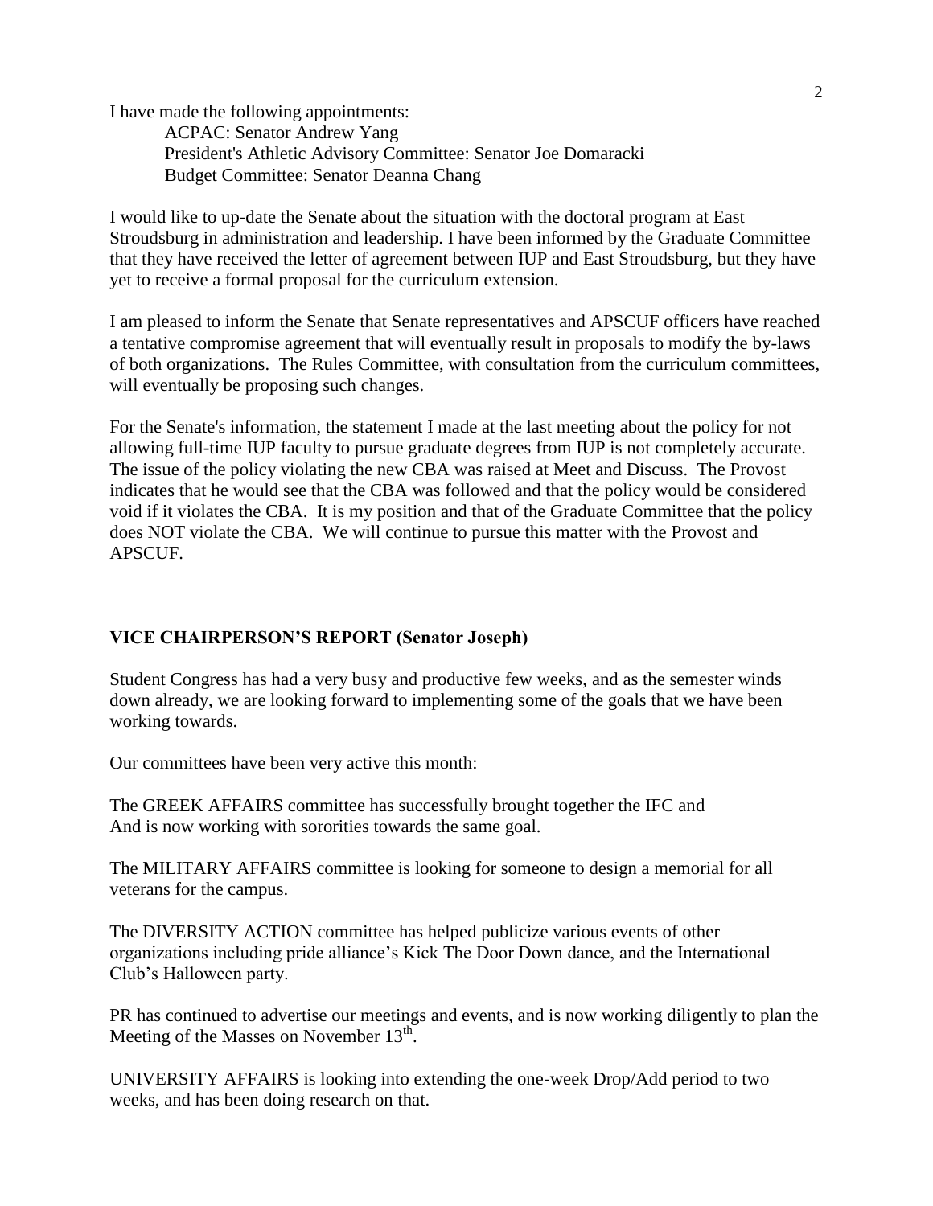I have made the following appointments:

ACPAC: Senator Andrew Yang
President's Athletic Advisory Committee: Senator Joe Domaracki
Budget Committee: Senator Deanna Chang

I would like to up-date the Senate about the situation with the doctoral program at East Stroudsburg in administration and leadership. I have been informed by the Graduate Committee that they have received the letter of agreement between IUP and East Stroudsburg, but they have yet to receive a formal proposal for the curriculum extension.

I am pleased to inform the Senate that Senate representatives and APSCUF officers have reached a tentative compromise agreement that will eventually result in proposals to modify the by-laws of both organizations. The Rules Committee, with consultation from the curriculum committees, will eventually be proposing such changes.

For the Senate's information, the statement I made at the last meeting about the policy for not allowing full-time IUP faculty to pursue graduate degrees from IUP is not completely accurate. The issue of the policy violating the new CBA was raised at Meet and Discuss. The Provost indicates that he would see that the CBA was followed and that the policy would be considered void if it violates the CBA. It is my position and that of the Graduate Committee that the policy does NOT violate the CBA. We will continue to pursue this matter with the Provost and APSCUF.

## VICE CHAIRPERSON'S REPORT (Senator Joseph)

Student Congress has had a very busy and productive few weeks, and as the semester winds down already, we are looking forward to implementing some of the goals that we have been working towards.

Our committees have been very active this month:

The GREEK AFFAIRS committee has successfully brought together the IFC and
And is now working with sororities towards the same goal.

The MILITARY AFFAIRS committee is looking for someone to design a memorial for all veterans for the campus.

The DIVERSITY ACTION committee has helped publicize various events of other organizations including pride alliance's Kick The Door Down dance, and the International Club's Halloween party.

PR has continued to advertise our meetings and events, and is now working diligently to plan the Meeting of the Masses on November 13th.

UNIVERSITY AFFAIRS is looking into extending the one-week Drop/Add period to two weeks, and has been doing research on that.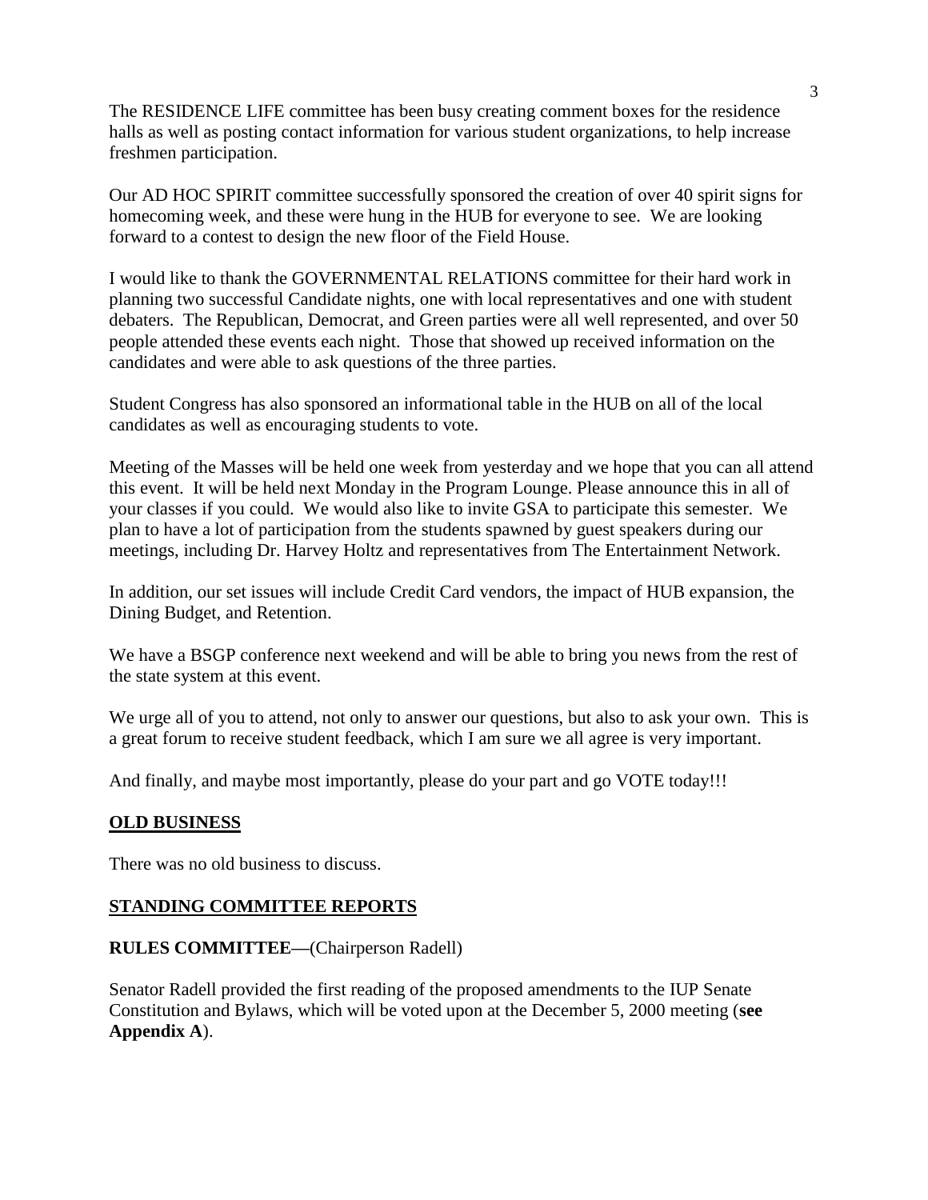The RESIDENCE LIFE committee has been busy creating comment boxes for the residence halls as well as posting contact information for various student organizations, to help increase freshmen participation.

Our AD HOC SPIRIT committee successfully sponsored the creation of over 40 spirit signs for homecoming week, and these were hung in the HUB for everyone to see. We are looking forward to a contest to design the new floor of the Field House.

I would like to thank the GOVERNMENTAL RELATIONS committee for their hard work in planning two successful Candidate nights, one with local representatives and one with student debaters. The Republican, Democrat, and Green parties were all well represented, and over 50 people attended these events each night. Those that showed up received information on the candidates and were able to ask questions of the three parties.

Student Congress has also sponsored an informational table in the HUB on all of the local candidates as well as encouraging students to vote.

Meeting of the Masses will be held one week from yesterday and we hope that you can all attend this event. It will be held next Monday in the Program Lounge. Please announce this in all of your classes if you could. We would also like to invite GSA to participate this semester. We plan to have a lot of participation from the students spawned by guest speakers during our meetings, including Dr. Harvey Holtz and representatives from The Entertainment Network.

In addition, our set issues will include Credit Card vendors, the impact of HUB expansion, the Dining Budget, and Retention.

We have a BSGP conference next weekend and will be able to bring you news from the rest of the state system at this event.

We urge all of you to attend, not only to answer our questions, but also to ask your own. This is a great forum to receive student feedback, which I am sure we all agree is very important.

And finally, and maybe most importantly, please do your part and go VOTE today!!!

## OLD BUSINESS

There was no old business to discuss.

## STANDING COMMITTEE REPORTS

**RULES COMMITTEE—**(Chairperson Radell)

Senator Radell provided the first reading of the proposed amendments to the IUP Senate Constitution and Bylaws, which will be voted upon at the December 5, 2000 meeting (**see Appendix A**).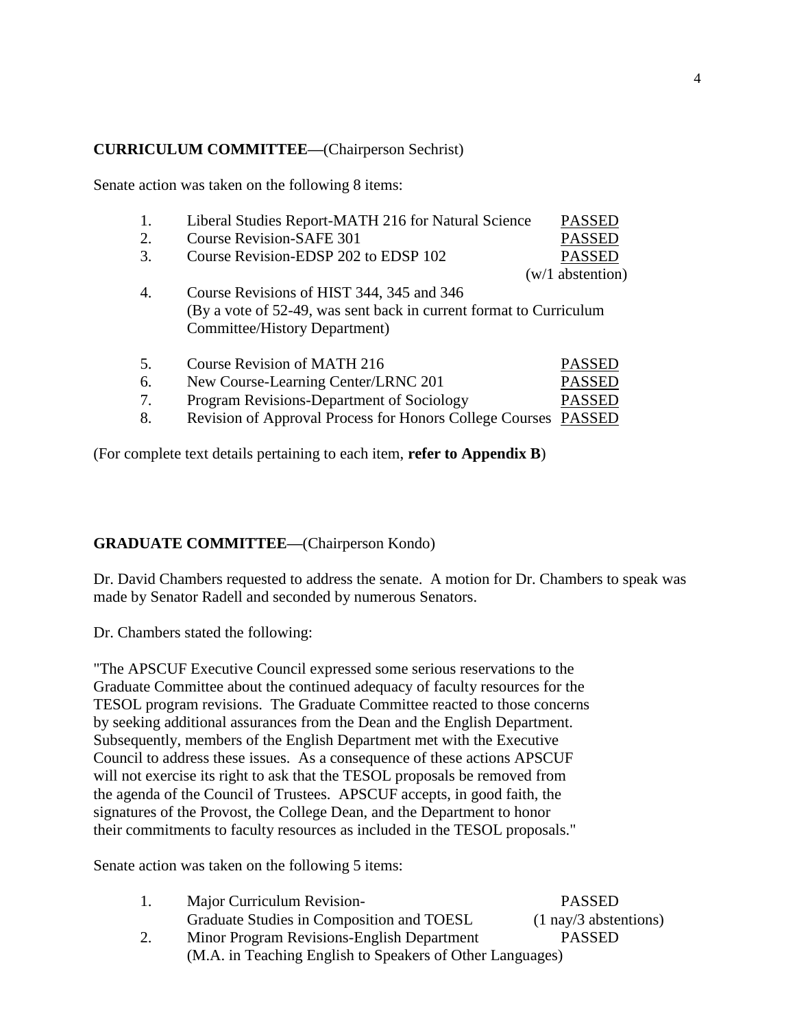**CURRICULUM COMMITTEE—**(Chairperson Sechrist)

Senate action was taken on the following 8 items:

1. Liberal Studies Report-MATH 216 for Natural Science PASSED
2. Course Revision-SAFE 301 PASSED
3. Course Revision-EDSP 202 to EDSP 102 PASSED (w/1 abstention)
4. Course Revisions of HIST 344, 345 and 346 (By a vote of 52-49, was sent back in current format to Curriculum Committee/History Department)
5. Course Revision of MATH 216 PASSED
6. New Course-Learning Center/LRNC 201 PASSED
7. Program Revisions-Department of Sociology PASSED
8. Revision of Approval Process for Honors College Courses PASSED

(For complete text details pertaining to each item, **refer to Appendix B**)

**GRADUATE COMMITTEE—**(Chairperson Kondo)

Dr. David Chambers requested to address the senate. A motion for Dr. Chambers to speak was made by Senator Radell and seconded by numerous Senators.

Dr. Chambers stated the following:

"The APSCUF Executive Council expressed some serious reservations to the Graduate Committee about the continued adequacy of faculty resources for the TESOL program revisions. The Graduate Committee reacted to those concerns by seeking additional assurances from the Dean and the English Department. Subsequently, members of the English Department met with the Executive Council to address these issues. As a consequence of these actions APSCUF will not exercise its right to ask that the TESOL proposals be removed from the agenda of the Council of Trustees. APSCUF accepts, in good faith, the signatures of the Provost, the College Dean, and the Department to honor their commitments to faculty resources as included in the TESOL proposals."

Senate action was taken on the following 5 items:

1. Major Curriculum Revision- Graduate Studies in Composition and TOESL PASSED (1 nay/3 abstentions)
2. Minor Program Revisions-English Department PASSED (M.A. in Teaching English to Speakers of Other Languages)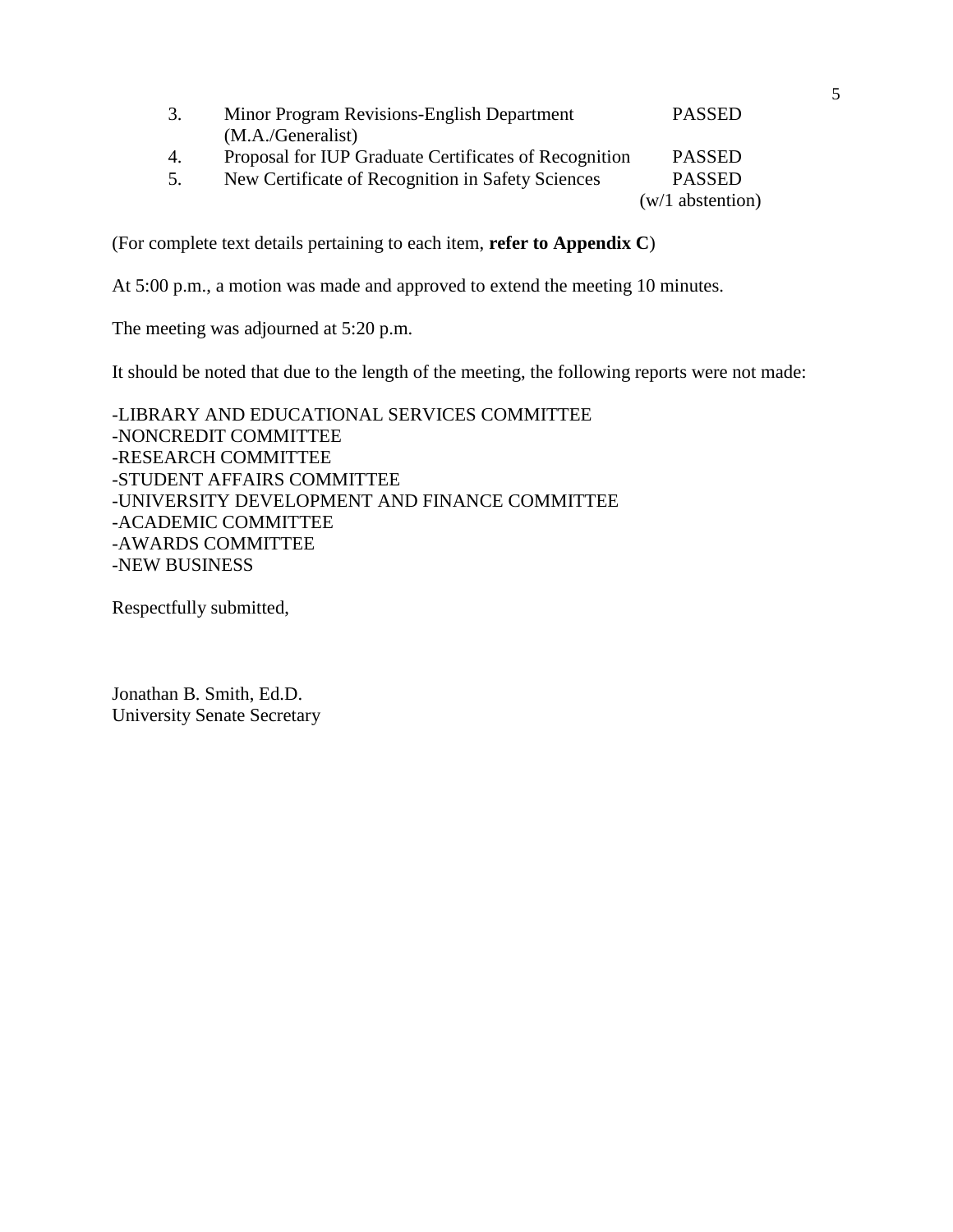3. Minor Program Revisions-English Department (M.A./Generalist) — PASSED
4. Proposal for IUP Graduate Certificates of Recognition — PASSED
5. New Certificate of Recognition in Safety Sciences — PASSED (w/1 abstention)

(For complete text details pertaining to each item, **refer to Appendix C**)

At 5:00 p.m., a motion was made and approved to extend the meeting 10 minutes.

The meeting was adjourned at 5:20 p.m.

It should be noted that due to the length of the meeting, the following reports were not made:

-LIBRARY AND EDUCATIONAL SERVICES COMMITTEE
-NONCREDIT COMMITTEE
-RESEARCH COMMITTEE
-STUDENT AFFAIRS COMMITTEE
-UNIVERSITY DEVELOPMENT AND FINANCE COMMITTEE
-ACADEMIC COMMITTEE
-AWARDS COMMITTEE
-NEW BUSINESS

Respectfully submitted,

Jonathan B. Smith, Ed.D.
University Senate Secretary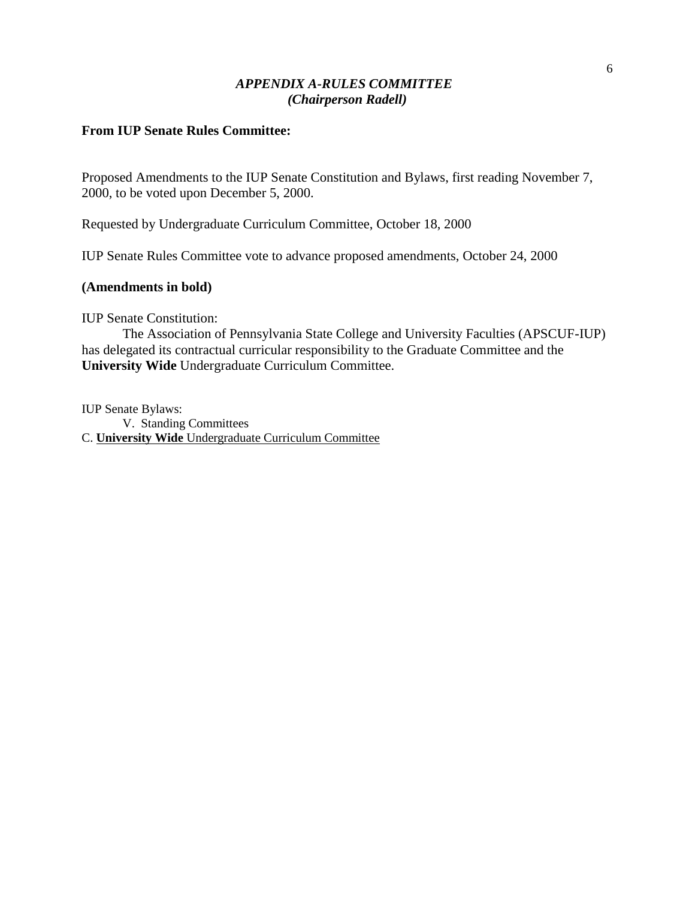## *APPENDIX A-RULES COMMITTEE*
## *(Chairperson Radell)*

**From IUP Senate Rules Committee:**

Proposed Amendments to the IUP Senate Constitution and Bylaws, first reading November 7, 2000, to be voted upon December 5, 2000.

Requested by Undergraduate Curriculum Committee, October 18, 2000

IUP Senate Rules Committee vote to advance proposed amendments, October 24, 2000

**(Amendments in bold)**

IUP Senate Constitution:

The Association of Pennsylvania State College and University Faculties (APSCUF-IUP) has delegated its contractual curricular responsibility to the Graduate Committee and the **University Wide** Undergraduate Curriculum Committee.

IUP Senate Bylaws:

V. Standing Committees

C. **University Wide** Undergraduate Curriculum Committee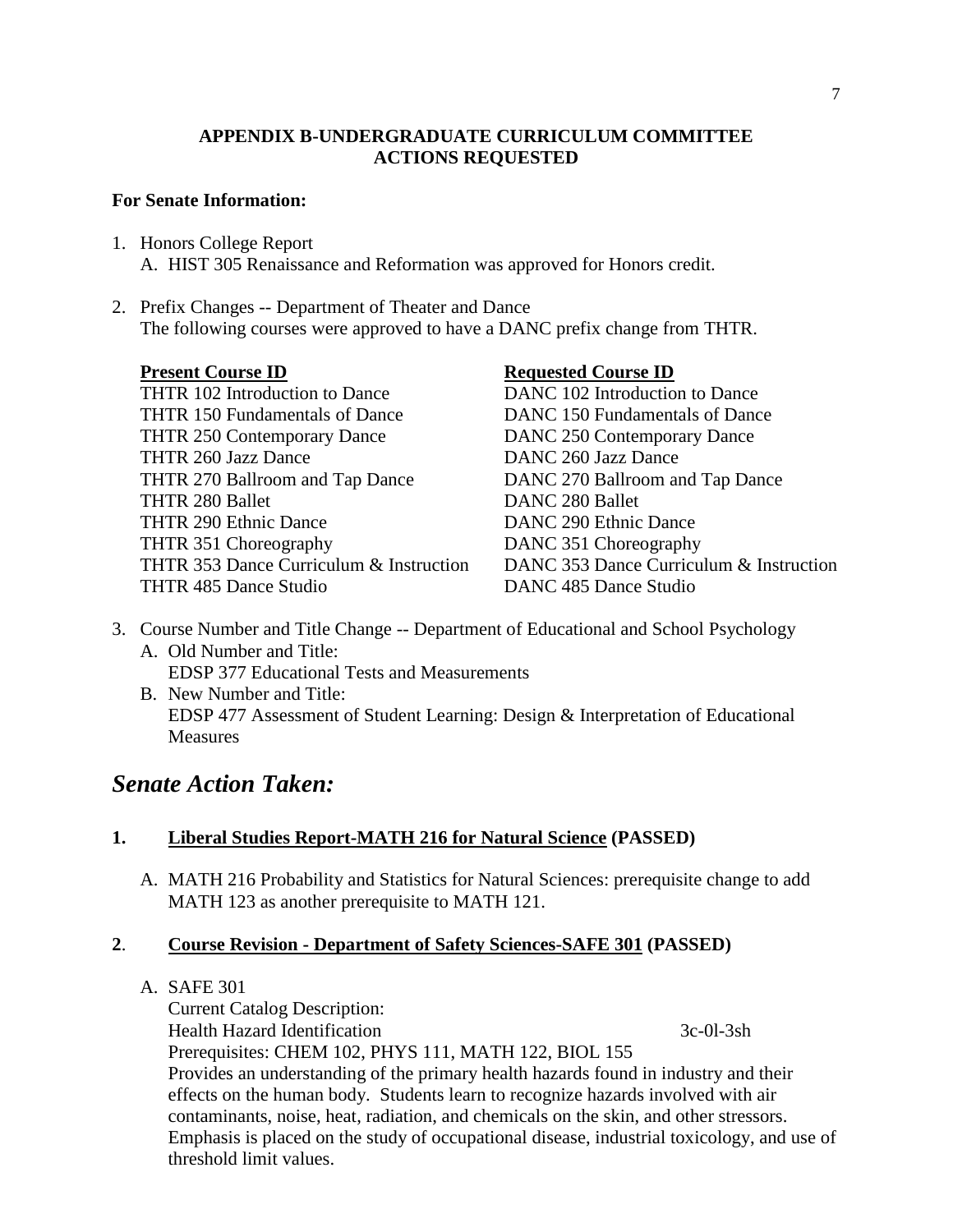**APPENDIX B-UNDERGRADUATE CURRICULUM COMMITTEE ACTIONS REQUESTED**

**For Senate Information:**

1. Honors College Report
   A. HIST 305 Renaissance and Reformation was approved for Honors credit.

2. Prefix Changes -- Department of Theater and Dance
   The following courses were approved to have a DANC prefix change from THTR.

| **Present Course ID** | **Requested Course ID** |
|---|---|
| THTR 102 Introduction to Dance | DANC 102 Introduction to Dance |
| THTR 150 Fundamentals of Dance | DANC 150 Fundamentals of Dance |
| THTR 250 Contemporary Dance | DANC 250 Contemporary Dance |
| THTR 260 Jazz Dance | DANC 260 Jazz Dance |
| THTR 270 Ballroom and Tap Dance | DANC 270 Ballroom and Tap Dance |
| THTR 280 Ballet | DANC 280 Ballet |
| THTR 290 Ethnic Dance | DANC 290 Ethnic Dance |
| THTR 351 Choreography | DANC 351 Choreography |
| THTR 353 Dance Curriculum & Instruction | DANC 353 Dance Curriculum & Instruction |
| THTR 485 Dance Studio | DANC 485 Dance Studio |

3. Course Number and Title Change -- Department of Educational and School Psychology
   A. Old Number and Title:
      EDSP 377 Educational Tests and Measurements
   B. New Number and Title:
      EDSP 477 Assessment of Student Learning: Design & Interpretation of Educational Measures

## *Senate Action Taken:*

**1. Liberal Studies Report-MATH 216 for Natural Science (PASSED)**

A. MATH 216 Probability and Statistics for Natural Sciences: prerequisite change to add MATH 123 as another prerequisite to MATH 121.

**2. Course Revision - Department of Safety Sciences-SAFE 301 (PASSED)**

A. SAFE 301

Current Catalog Description:

Health Hazard Identification 3c-0l-3sh

Prerequisites: CHEM 102, PHYS 111, MATH 122, BIOL 155

Provides an understanding of the primary health hazards found in industry and their effects on the human body. Students learn to recognize hazards involved with air contaminants, noise, heat, radiation, and chemicals on the skin, and other stressors. Emphasis is placed on the study of occupational disease, industrial toxicology, and use of threshold limit values.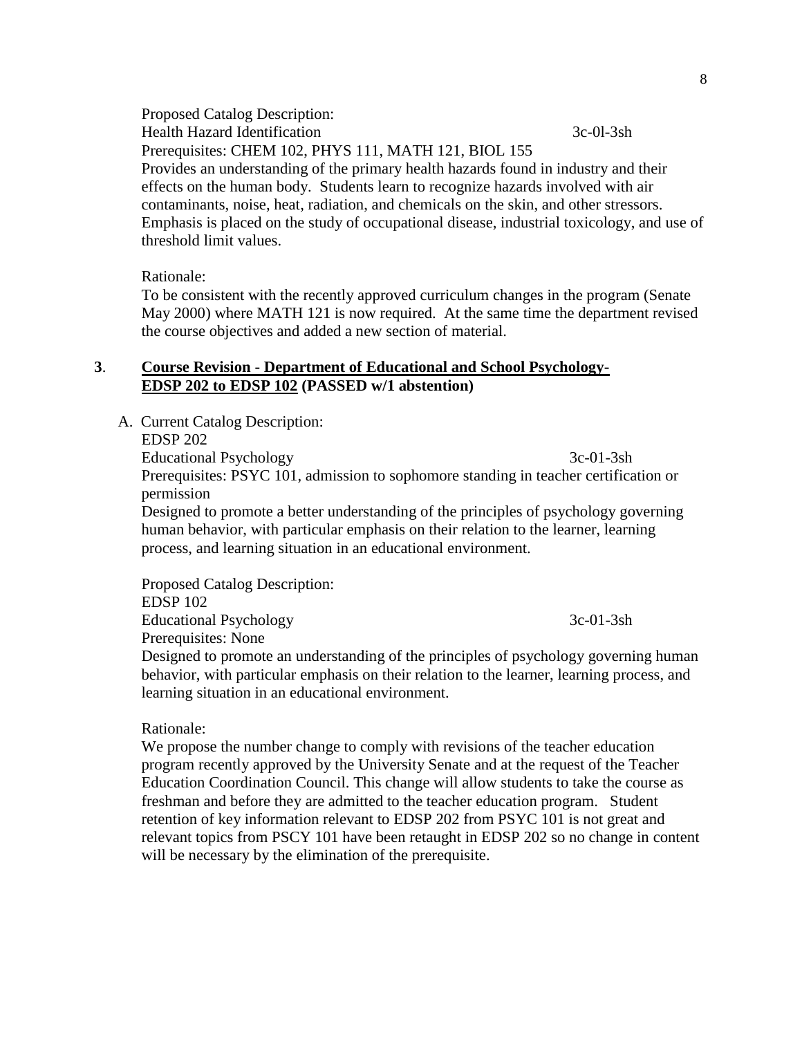Proposed Catalog Description:
Health Hazard Identification 3c-0l-3sh
Prerequisites: CHEM 102, PHYS 111, MATH 121, BIOL 155
Provides an understanding of the primary health hazards found in industry and their effects on the human body. Students learn to recognize hazards involved with air contaminants, noise, heat, radiation, and chemicals on the skin, and other stressors. Emphasis is placed on the study of occupational disease, industrial toxicology, and use of threshold limit values.

Rationale:
To be consistent with the recently approved curriculum changes in the program (Senate May 2000) where MATH 121 is now required. At the same time the department revised the course objectives and added a new section of material.

**3**. **<u>Course Revision - Department of Educational and School Psychology-EDSP 202 to EDSP 102</u> (PASSED w/1 abstention)**

A. Current Catalog Description:
EDSP 202
Educational Psychology 3c-01-3sh
Prerequisites: PSYC 101, admission to sophomore standing in teacher certification or permission
Designed to promote a better understanding of the principles of psychology governing human behavior, with particular emphasis on their relation to the learner, learning process, and learning situation in an educational environment.

Proposed Catalog Description:
EDSP 102
Educational Psychology 3c-01-3sh
Prerequisites: None
Designed to promote an understanding of the principles of psychology governing human behavior, with particular emphasis on their relation to the learner, learning process, and learning situation in an educational environment.

Rationale:
We propose the number change to comply with revisions of the teacher education program recently approved by the University Senate and at the request of the Teacher Education Coordination Council. This change will allow students to take the course as freshman and before they are admitted to the teacher education program. Student retention of key information relevant to EDSP 202 from PSYC 101 is not great and relevant topics from PSCY 101 have been retaught in EDSP 202 so no change in content will be necessary by the elimination of the prerequisite.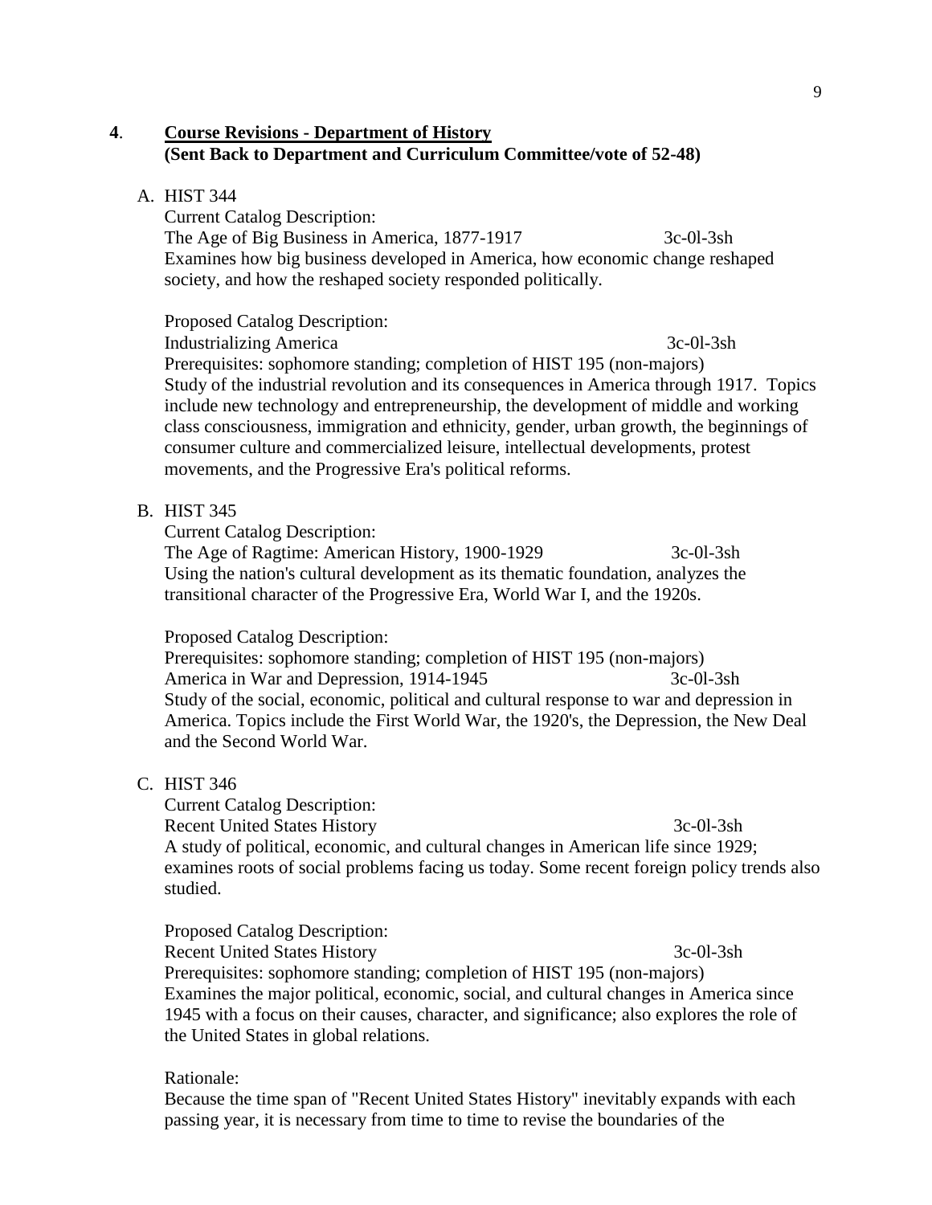**4**. **Course Revisions - Department of History**
**(Sent Back to Department and Curriculum Committee/vote of 52-48)**

A. HIST 344

Current Catalog Description:
The Age of Big Business in America, 1877-1917 3c-0l-3sh
Examines how big business developed in America, how economic change reshaped society, and how the reshaped society responded politically.

Proposed Catalog Description:
Industrializing America 3c-0l-3sh
Prerequisites: sophomore standing; completion of HIST 195 (non-majors)
Study of the industrial revolution and its consequences in America through 1917. Topics include new technology and entrepreneurship, the development of middle and working class consciousness, immigration and ethnicity, gender, urban growth, the beginnings of consumer culture and commercialized leisure, intellectual developments, protest movements, and the Progressive Era's political reforms.

B. HIST 345

Current Catalog Description:
The Age of Ragtime: American History, 1900-1929 3c-0l-3sh
Using the nation's cultural development as its thematic foundation, analyzes the transitional character of the Progressive Era, World War I, and the 1920s.

Proposed Catalog Description:
Prerequisites: sophomore standing; completion of HIST 195 (non-majors)
America in War and Depression, 1914-1945 3c-0l-3sh
Study of the social, economic, political and cultural response to war and depression in America. Topics include the First World War, the 1920's, the Depression, the New Deal and the Second World War.

C. HIST 346

Current Catalog Description:
Recent United States History 3c-0l-3sh
A study of political, economic, and cultural changes in American life since 1929; examines roots of social problems facing us today. Some recent foreign policy trends also studied.

Proposed Catalog Description:
Recent United States History 3c-0l-3sh
Prerequisites: sophomore standing; completion of HIST 195 (non-majors)
Examines the major political, economic, social, and cultural changes in America since 1945 with a focus on their causes, character, and significance; also explores the role of the United States in global relations.

Rationale:
Because the time span of "Recent United States History" inevitably expands with each passing year, it is necessary from time to time to revise the boundaries of the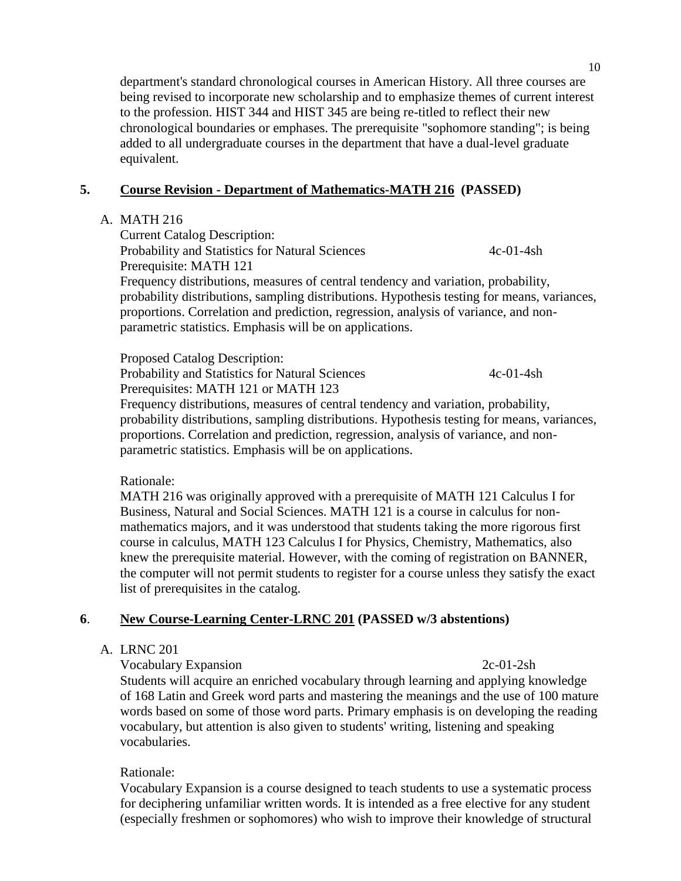department's standard chronological courses in American History. All three courses are being revised to incorporate new scholarship and to emphasize themes of current interest to the profession. HIST 344 and HIST 345 are being re-titled to reflect their new chronological boundaries or emphases. The prerequisite "sophomore standing"; is being added to all undergraduate courses in the department that have a dual-level graduate equivalent.

## 5. <u>Course Revision - Department of Mathematics-MATH 216</u> (PASSED)

A. MATH 216

Current Catalog Description:

Probability and Statistics for Natural Sciences 4c-01-4sh

Prerequisite: MATH 121

Frequency distributions, measures of central tendency and variation, probability, probability distributions, sampling distributions. Hypothesis testing for means, variances, proportions. Correlation and prediction, regression, analysis of variance, and non-parametric statistics. Emphasis will be on applications.

Proposed Catalog Description:

Probability and Statistics for Natural Sciences 4c-01-4sh

Prerequisites: MATH 121 or MATH 123

Frequency distributions, measures of central tendency and variation, probability, probability distributions, sampling distributions. Hypothesis testing for means, variances, proportions. Correlation and prediction, regression, analysis of variance, and non-parametric statistics. Emphasis will be on applications.

Rationale:

MATH 216 was originally approved with a prerequisite of MATH 121 Calculus I for Business, Natural and Social Sciences. MATH 121 is a course in calculus for non-mathematics majors, and it was understood that students taking the more rigorous first course in calculus, MATH 123 Calculus I for Physics, Chemistry, Mathematics, also knew the prerequisite material. However, with the coming of registration on BANNER, the computer will not permit students to register for a course unless they satisfy the exact list of prerequisites in the catalog.

## 6. <u>New Course-Learning Center-LRNC 201</u> (PASSED w/3 abstentions)

A. LRNC 201

Vocabulary Expansion 2c-01-2sh

Students will acquire an enriched vocabulary through learning and applying knowledge of 168 Latin and Greek word parts and mastering the meanings and the use of 100 mature words based on some of those word parts. Primary emphasis is on developing the reading vocabulary, but attention is also given to students' writing, listening and speaking vocabularies.

Rationale:

Vocabulary Expansion is a course designed to teach students to use a systematic process for deciphering unfamiliar written words. It is intended as a free elective for any student (especially freshmen or sophomores) who wish to improve their knowledge of structural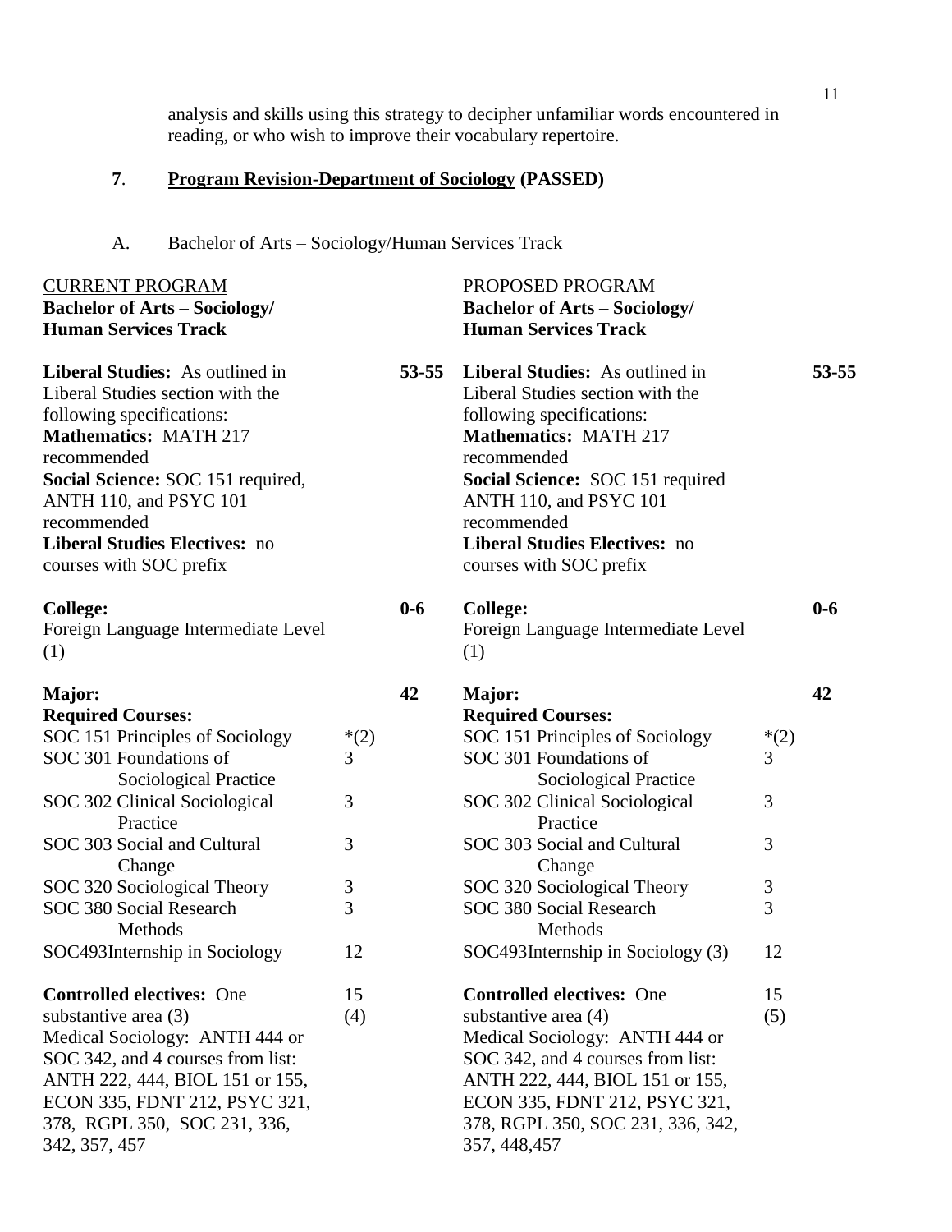analysis and skills using this strategy to decipher unfamiliar words encountered in reading, or who wish to improve their vocabulary repertoire.

**7. Program Revision-Department of Sociology (PASSED)**

A. Bachelor of Arts – Sociology/Human Services Track

| CURRENT PROGRAM<br>**Bachelor of Arts – Sociology/ Human Services Track** | | | PROPOSED PROGRAM<br>**Bachelor of Arts – Sociology/ Human Services Track** | | |
|---|---|---|---|---|---|
| **Liberal Studies:** As outlined in Liberal Studies section with the following specifications:<br>**Mathematics:** MATH 217 recommended<br>**Social Science:** SOC 151 required, ANTH 110, and PSYC 101 recommended<br>**Liberal Studies Electives:** no courses with SOC prefix | | **53-55** | **Liberal Studies:** As outlined in Liberal Studies section with the following specifications:<br>**Mathematics:** MATH 217 recommended<br>**Social Science:** SOC 151 required ANTH 110, and PSYC 101 recommended<br>**Liberal Studies Electives:** no courses with SOC prefix | | **53-55** |
| **College:**<br>Foreign Language Intermediate Level (1) | | **0-6** | **College:**<br>Foreign Language Intermediate Level (1) | | **0-6** |
| **Major:** | | **42** | **Major:** | | **42** |
| **Required Courses:** | | | **Required Courses:** | | |
| SOC 151 Principles of Sociology | *(2) | | SOC 151 Principles of Sociology | *(2) | |
| SOC 301 Foundations of Sociological Practice | 3 | | SOC 301 Foundations of Sociological Practice | 3 | |
| SOC 302 Clinical Sociological Practice | 3 | | SOC 302 Clinical Sociological Practice | 3 | |
| SOC 303 Social and Cultural Change | 3 | | SOC 303 Social and Cultural Change | 3 | |
| SOC 320 Sociological Theory | 3 | | SOC 320 Sociological Theory | 3 | |
| SOC 380 Social Research Methods | 3 | | SOC 380 Social Research Methods | 3 | |
| SOC493Internship in Sociology | 12 | | SOC493Internship in Sociology (3) | 12 | |
| **Controlled electives:** One substantive area (3)<br>Medical Sociology: ANTH 444 or SOC 342, and 4 courses from list: ANTH 222, 444, BIOL 151 or 155, ECON 335, FDNT 212, PSYC 321, 378, RGPL 350, SOC 231, 336, 342, 357, 457 | 15<br>(4) | | **Controlled electives:** One substantive area (4)<br>Medical Sociology: ANTH 444 or SOC 342, and 4 courses from list: ANTH 222, 444, BIOL 151 or 155, ECON 335, FDNT 212, PSYC 321, 378, RGPL 350, SOC 231, 336, 342, 357, 448,457 | 15<br>(5) | |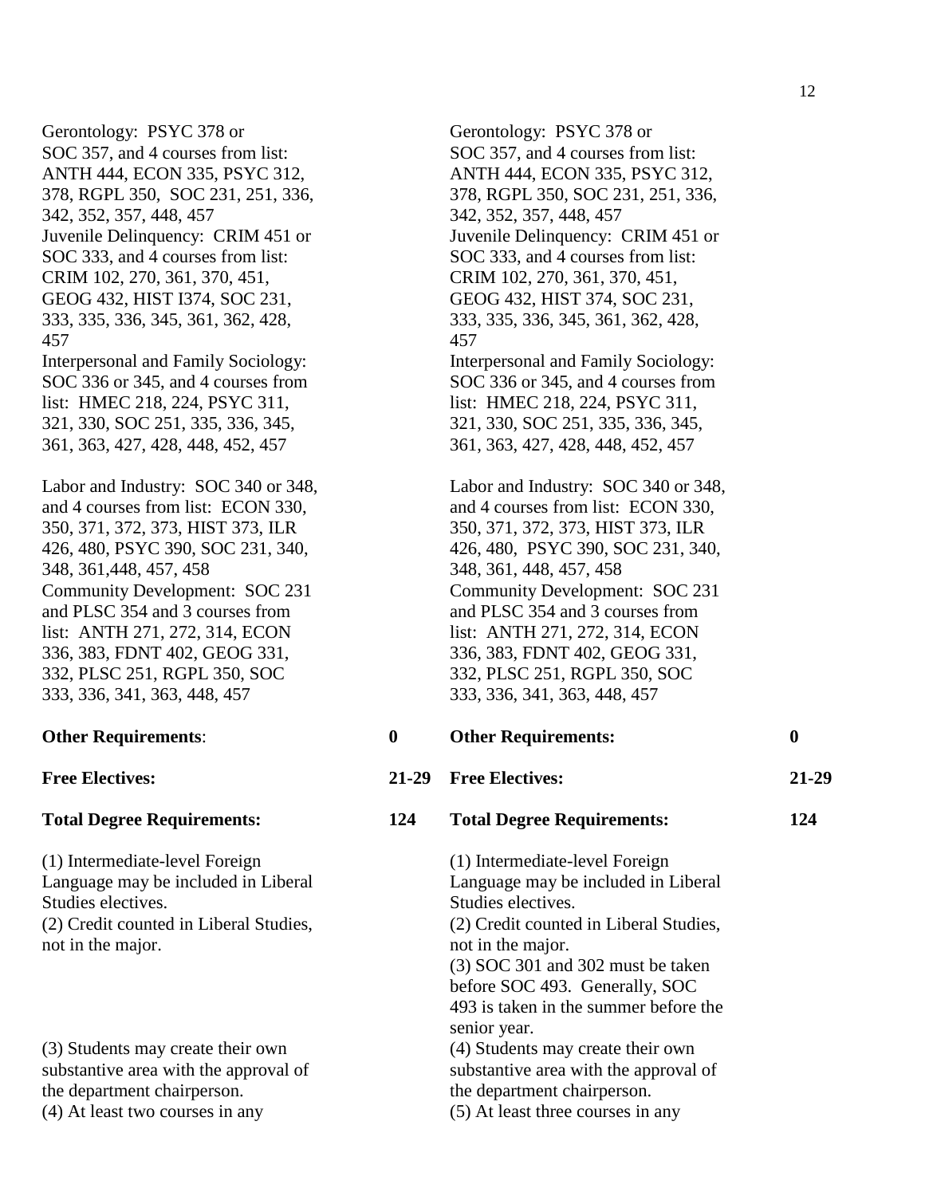Gerontology: PSYC 378 or SOC 357, and 4 courses from list: ANTH 444, ECON 335, PSYC 312, 378, RGPL 350, SOC 231, 251, 336, 342, 352, 357, 448, 457
Juvenile Delinquency: CRIM 451 or SOC 333, and 4 courses from list: CRIM 102, 270, 361, 370, 451, GEOG 432, HIST I374, SOC 231, 333, 335, 336, 345, 361, 362, 428, 457
Interpersonal and Family Sociology: SOC 336 or 345, and 4 courses from list: HMEC 218, 224, PSYC 311, 321, 330, SOC 251, 335, 336, 345, 361, 363, 427, 428, 448, 452, 457

Labor and Industry: SOC 340 or 348, and 4 courses from list: ECON 330, 350, 371, 372, 373, HIST 373, ILR 426, 480, PSYC 390, SOC 231, 340, 348, 361,448, 457, 458
Community Development: SOC 231 and PLSC 354 and 3 courses from list: ANTH 271, 272, 314, ECON 336, 383, FDNT 402, GEOG 331, 332, PLSC 251, RGPL 350, SOC 333, 336, 341, 363, 448, 457

| | |
|---|---|
| **Other Requirements**: | **0** |
| **Free Electives:** | **21-29** |
| **Total Degree Requirements:** | **124** |

(1) Intermediate-level Foreign Language may be included in Liberal Studies electives.
(2) Credit counted in Liberal Studies, not in the major.
(3) Students may create their own substantive area with the approval of the department chairperson.
(4) At least two courses in any

Gerontology: PSYC 378 or SOC 357, and 4 courses from list: ANTH 444, ECON 335, PSYC 312, 378, RGPL 350, SOC 231, 251, 336, 342, 352, 357, 448, 457
Juvenile Delinquency: CRIM 451 or SOC 333, and 4 courses from list: CRIM 102, 270, 361, 370, 451, GEOG 432, HIST 374, SOC 231, 333, 335, 336, 345, 361, 362, 428, 457
Interpersonal and Family Sociology: SOC 336 or 345, and 4 courses from list: HMEC 218, 224, PSYC 311, 321, 330, SOC 251, 335, 336, 345, 361, 363, 427, 428, 448, 452, 457

Labor and Industry: SOC 340 or 348, and 4 courses from list: ECON 330, 350, 371, 372, 373, HIST 373, ILR 426, 480, PSYC 390, SOC 231, 340, 348, 361, 448, 457, 458
Community Development: SOC 231 and PLSC 354 and 3 courses from list: ANTH 271, 272, 314, ECON 336, 383, FDNT 402, GEOG 331, 332, PLSC 251, RGPL 350, SOC 333, 336, 341, 363, 448, 457

| | |
|---|---|
| **Other Requirements:** | **0** |
| **Free Electives:** | **21-29** |
| **Total Degree Requirements:** | **124** |

(1) Intermediate-level Foreign Language may be included in Liberal Studies electives.
(2) Credit counted in Liberal Studies, not in the major.
(3) SOC 301 and 302 must be taken before SOC 493. Generally, SOC 493 is taken in the summer before the senior year.
(4) Students may create their own substantive area with the approval of the department chairperson.
(5) At least three courses in any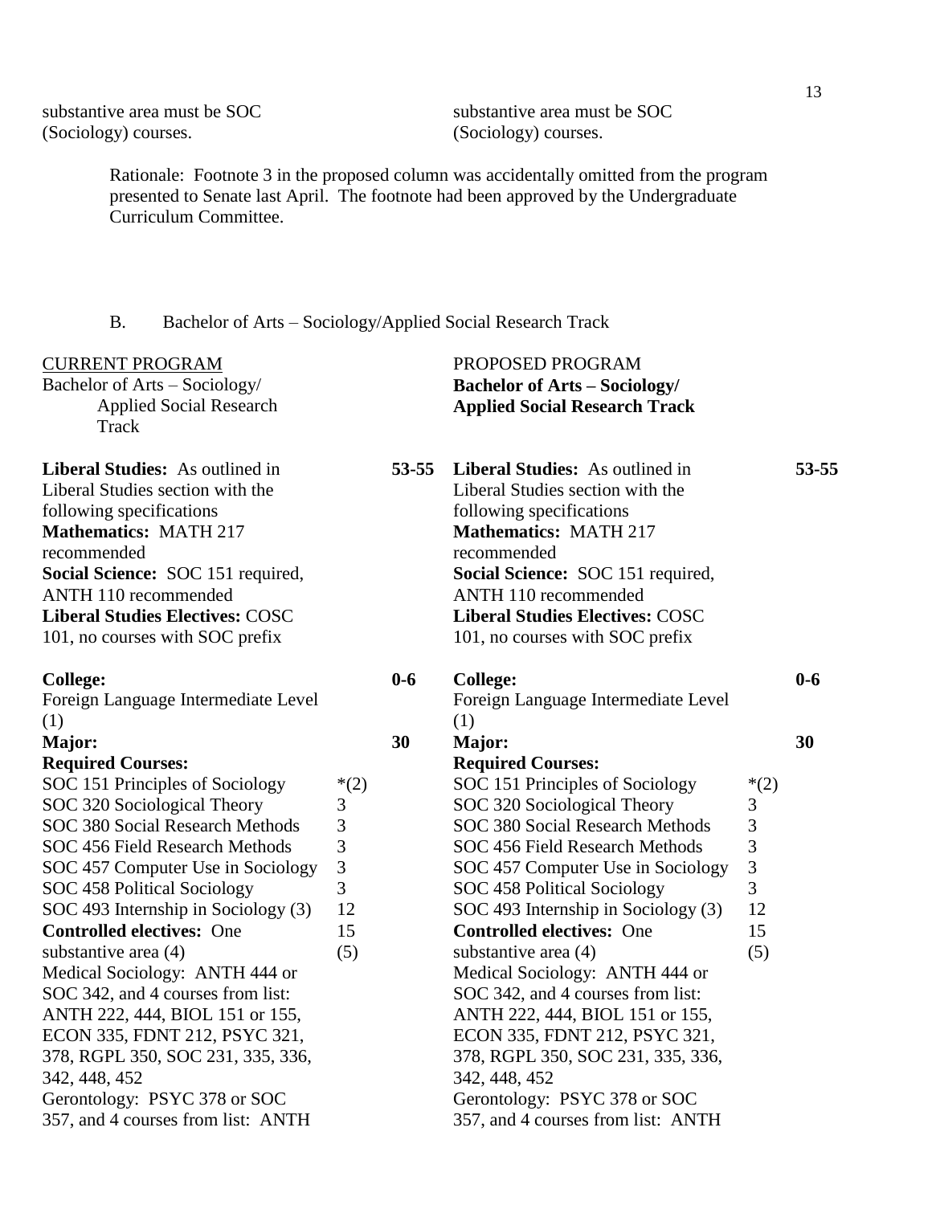| | |
|---|---|
| substantive area must be SOC (Sociology) courses. | substantive area must be SOC (Sociology) courses. |

Rationale: Footnote 3 in the proposed column was accidentally omitted from the program presented to Senate last April. The footnote had been approved by the Undergraduate Curriculum Committee.

B. Bachelor of Arts – Sociology/Applied Social Research Track

| CURRENT PROGRAM | | | PROPOSED PROGRAM | | |
|---|---|---|---|---|---|
| Bachelor of Arts – Sociology/ Applied Social Research Track | | | **Bachelor of Arts – Sociology/ Applied Social Research Track** | | |
| **Liberal Studies:** As outlined in Liberal Studies section with the following specifications | | **53-55** | **Liberal Studies:** As outlined in Liberal Studies section with the following specifications | | **53-55** |
| **Mathematics:** MATH 217 recommended | | | **Mathematics:** MATH 217 recommended | | |
| **Social Science:** SOC 151 required, ANTH 110 recommended | | | **Social Science:** SOC 151 required, ANTH 110 recommended | | |
| **Liberal Studies Electives:** COSC 101, no courses with SOC prefix | | | **Liberal Studies Electives:** COSC 101, no courses with SOC prefix | | |
| **College:** | | **0-6** | **College:** | | **0-6** |
| Foreign Language Intermediate Level (1) | | | Foreign Language Intermediate Level (1) | | |
| **Major:** | | **30** | **Major:** | | **30** |
| **Required Courses:** | | | **Required Courses:** | | |
| SOC 151 Principles of Sociology | *(2) | | SOC 151 Principles of Sociology | *(2) | |
| SOC 320 Sociological Theory | 3 | | SOC 320 Sociological Theory | 3 | |
| SOC 380 Social Research Methods | 3 | | SOC 380 Social Research Methods | 3 | |
| SOC 456 Field Research Methods | 3 | | SOC 456 Field Research Methods | 3 | |
| SOC 457 Computer Use in Sociology | 3 | | SOC 457 Computer Use in Sociology | 3 | |
| SOC 458 Political Sociology | 3 | | SOC 458 Political Sociology | 3 | |
| SOC 493 Internship in Sociology (3) | 12 | | SOC 493 Internship in Sociology (3) | 12 | |
| **Controlled electives:** One substantive area (4) | 15 (5) | | **Controlled electives:** One substantive area (4) | 15 (5) | |
| Medical Sociology: ANTH 444 or SOC 342, and 4 courses from list: ANTH 222, 444, BIOL 151 or 155, ECON 335, FDNT 212, PSYC 321, 378, RGPL 350, SOC 231, 335, 336, 342, 448, 452 | | | Medical Sociology: ANTH 444 or SOC 342, and 4 courses from list: ANTH 222, 444, BIOL 151 or 155, ECON 335, FDNT 212, PSYC 321, 378, RGPL 350, SOC 231, 335, 336, 342, 448, 452 | | |
| Gerontology: PSYC 378 or SOC 357, and 4 courses from list: ANTH | | | Gerontology: PSYC 378 or SOC 357, and 4 courses from list: ANTH | | |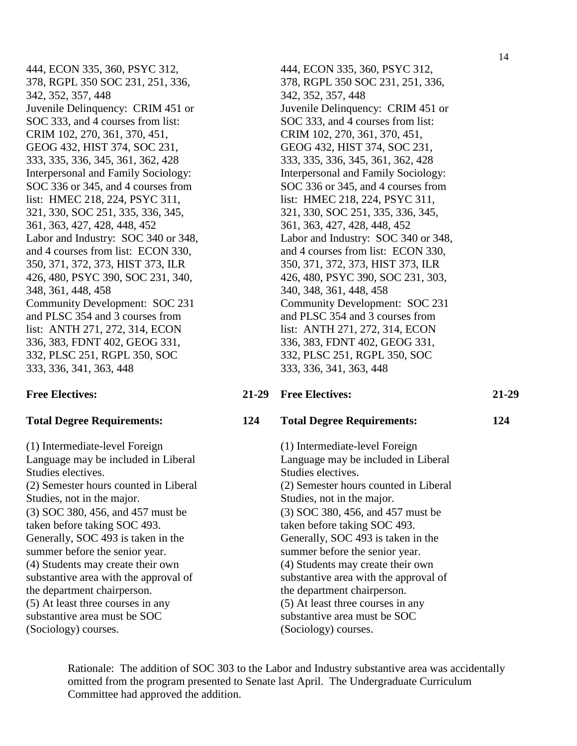444, ECON 335, 360, PSYC 312, 378, RGPL 350 SOC 231, 251, 336, 342, 352, 357, 448
Juvenile Delinquency: CRIM 451 or SOC 333, and 4 courses from list: CRIM 102, 270, 361, 370, 451, GEOG 432, HIST 374, SOC 231, 333, 335, 336, 345, 361, 362, 428
Interpersonal and Family Sociology: SOC 336 or 345, and 4 courses from list: HMEC 218, 224, PSYC 311, 321, 330, SOC 251, 335, 336, 345, 361, 363, 427, 428, 448, 452
Labor and Industry: SOC 340 or 348, and 4 courses from list: ECON 330, 350, 371, 372, 373, HIST 373, ILR 426, 480, PSYC 390, SOC 231, 340, 348, 361, 448, 458
Community Development: SOC 231 and PLSC 354 and 3 courses from list: ANTH 271, 272, 314, ECON 336, 383, FDNT 402, GEOG 331, 332, PLSC 251, RGPL 350, SOC 333, 336, 341, 363, 448

**Free Electives:** **21-29**

**Total Degree Requirements:** **124**

(1) Intermediate-level Foreign Language may be included in Liberal Studies electives.
(2) Semester hours counted in Liberal Studies, not in the major.
(3) SOC 380, 456, and 457 must be taken before taking SOC 493. Generally, SOC 493 is taken in the summer before the senior year.
(4) Students may create their own substantive area with the approval of the department chairperson.
(5) At least three courses in any substantive area must be SOC (Sociology) courses.

444, ECON 335, 360, PSYC 312, 378, RGPL 350 SOC 231, 251, 336, 342, 352, 357, 448
Juvenile Delinquency: CRIM 451 or SOC 333, and 4 courses from list: CRIM 102, 270, 361, 370, 451, GEOG 432, HIST 374, SOC 231, 333, 335, 336, 345, 361, 362, 428
Interpersonal and Family Sociology: SOC 336 or 345, and 4 courses from list: HMEC 218, 224, PSYC 311, 321, 330, SOC 251, 335, 336, 345, 361, 363, 427, 428, 448, 452
Labor and Industry: SOC 340 or 348, and 4 courses from list: ECON 330, 350, 371, 372, 373, HIST 373, ILR 426, 480, PSYC 390, SOC 231, 303, 340, 348, 361, 448, 458
Community Development: SOC 231 and PLSC 354 and 3 courses from list: ANTH 271, 272, 314, ECON 336, 383, FDNT 402, GEOG 331, 332, PLSC 251, RGPL 350, SOC 333, 336, 341, 363, 448

**Free Electives:** **21-29**

**Total Degree Requirements:** **124**

(1) Intermediate-level Foreign Language may be included in Liberal Studies electives.
(2) Semester hours counted in Liberal Studies, not in the major.
(3) SOC 380, 456, and 457 must be taken before taking SOC 493. Generally, SOC 493 is taken in the summer before the senior year.
(4) Students may create their own substantive area with the approval of the department chairperson.
(5) At least three courses in any substantive area must be SOC (Sociology) courses.

Rationale: The addition of SOC 303 to the Labor and Industry substantive area was accidentally omitted from the program presented to Senate last April. The Undergraduate Curriculum Committee had approved the addition.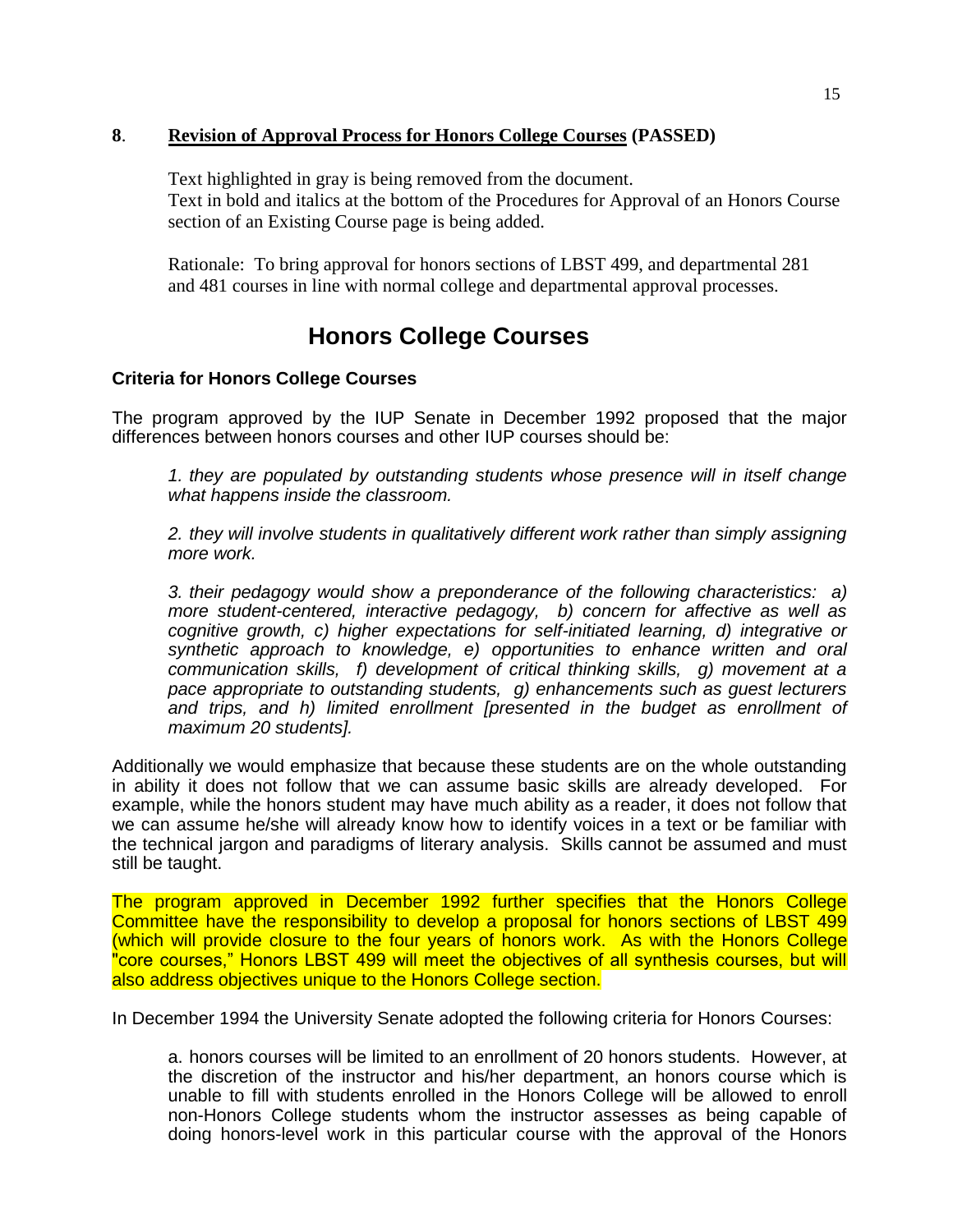**8**. **Revision of Approval Process for Honors College Courses (PASSED)**

Text highlighted in gray is being removed from the document.
Text in bold and italics at the bottom of the Procedures for Approval of an Honors Course section of an Existing Course page is being added.

Rationale: To bring approval for honors sections of LBST 499, and departmental 281 and 481 courses in line with normal college and departmental approval processes.

# Honors College Courses

### Criteria for Honors College Courses

The program approved by the IUP Senate in December 1992 proposed that the major differences between honors courses and other IUP courses should be:

*1. they are populated by outstanding students whose presence will in itself change what happens inside the classroom.*

*2. they will involve students in qualitatively different work rather than simply assigning more work.*

*3. their pedagogy would show a preponderance of the following characteristics: a) more student-centered, interactive pedagogy, b) concern for affective as well as cognitive growth, c) higher expectations for self-initiated learning, d) integrative or synthetic approach to knowledge, e) opportunities to enhance written and oral communication skills, f) development of critical thinking skills, g) movement at a pace appropriate to outstanding students, g) enhancements such as guest lecturers and trips, and h) limited enrollment [presented in the budget as enrollment of maximum 20 students].*

Additionally we would emphasize that because these students are on the whole outstanding in ability it does not follow that we can assume basic skills are already developed. For example, while the honors student may have much ability as a reader, it does not follow that we can assume he/she will already know how to identify voices in a text or be familiar with the technical jargon and paradigms of literary analysis. Skills cannot be assumed and must still be taught.

The program approved in December 1992 further specifies that the Honors College Committee have the responsibility to develop a proposal for honors sections of LBST 499 (which will provide closure to the four years of honors work. As with the Honors College "core courses," Honors LBST 499 will meet the objectives of all synthesis courses, but will also address objectives unique to the Honors College section.

In December 1994 the University Senate adopted the following criteria for Honors Courses:

a. honors courses will be limited to an enrollment of 20 honors students. However, at the discretion of the instructor and his/her department, an honors course which is unable to fill with students enrolled in the Honors College will be allowed to enroll non-Honors College students whom the instructor assesses as being capable of doing honors-level work in this particular course with the approval of the Honors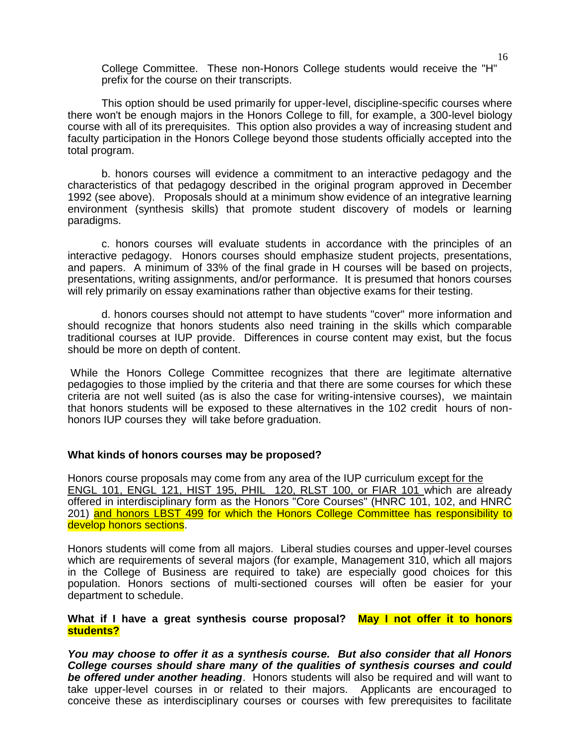College Committee. These non-Honors College students would receive the "H" prefix for the course on their transcripts.

This option should be used primarily for upper-level, discipline-specific courses where there won't be enough majors in the Honors College to fill, for example, a 300-level biology course with all of its prerequisites. This option also provides a way of increasing student and faculty participation in the Honors College beyond those students officially accepted into the total program.

b. honors courses will evidence a commitment to an interactive pedagogy and the characteristics of that pedagogy described in the original program approved in December 1992 (see above). Proposals should at a minimum show evidence of an integrative learning environment (synthesis skills) that promote student discovery of models or learning paradigms.

c. honors courses will evaluate students in accordance with the principles of an interactive pedagogy. Honors courses should emphasize student projects, presentations, and papers. A minimum of 33% of the final grade in H courses will be based on projects, presentations, writing assignments, and/or performance. It is presumed that honors courses will rely primarily on essay examinations rather than objective exams for their testing.

d. honors courses should not attempt to have students "cover" more information and should recognize that honors students also need training in the skills which comparable traditional courses at IUP provide. Differences in course content may exist, but the focus should be more on depth of content.

While the Honors College Committee recognizes that there are legitimate alternative pedagogies to those implied by the criteria and that there are some courses for which these criteria are not well suited (as is also the case for writing-intensive courses), we maintain that honors students will be exposed to these alternatives in the 102 credit hours of non-honors IUP courses they will take before graduation.

**What kinds of honors courses may be proposed?**

Honors course proposals may come from any area of the IUP curriculum except for the ENGL 101, ENGL 121, HIST 195, PHIL 120, RLST 100, or FIAR 101 which are already offered in interdisciplinary form as the Honors "Core Courses" (HNRC 101, 102, and HNRC 201) and honors LBST 499 for which the Honors College Committee has responsibility to develop honors sections.

Honors students will come from all majors. Liberal studies courses and upper-level courses which are requirements of several majors (for example, Management 310, which all majors in the College of Business are required to take) are especially good choices for this population. Honors sections of multi-sectioned courses will often be easier for your department to schedule.

**What if I have a great synthesis course proposal? May I not offer it to honors students?**

***You may choose to offer it as a synthesis course. But also consider that all Honors College courses should share many of the qualities of synthesis courses and could be offered under another heading***. Honors students will also be required and will want to take upper-level courses in or related to their majors. Applicants are encouraged to conceive these as interdisciplinary courses or courses with few prerequisites to facilitate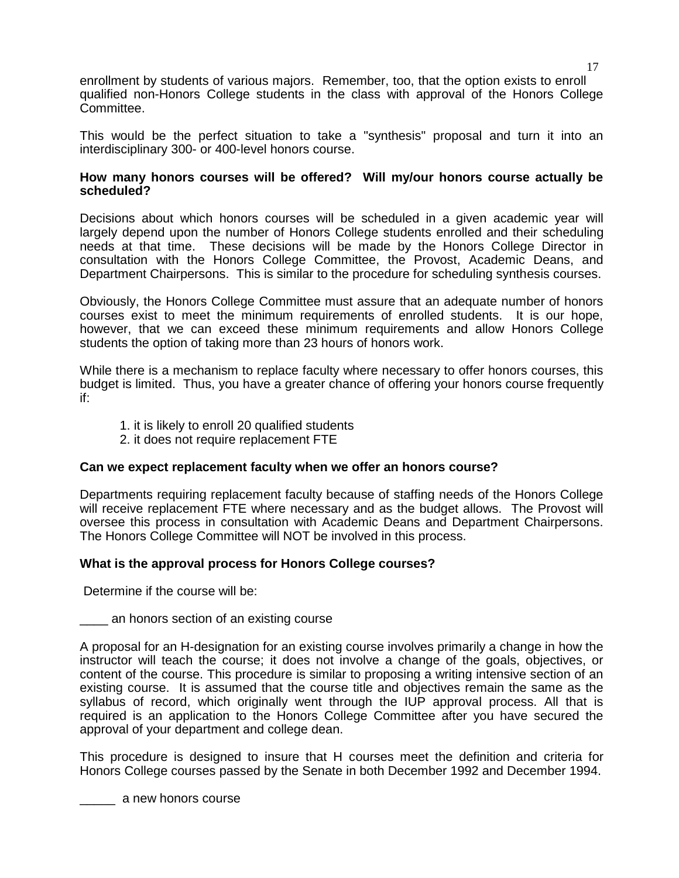enrollment by students of various majors. Remember, too, that the option exists to enroll qualified non-Honors College students in the class with approval of the Honors College Committee.

This would be the perfect situation to take a "synthesis" proposal and turn it into an interdisciplinary 300- or 400-level honors course.

**How many honors courses will be offered? Will my/our honors course actually be scheduled?**

Decisions about which honors courses will be scheduled in a given academic year will largely depend upon the number of Honors College students enrolled and their scheduling needs at that time. These decisions will be made by the Honors College Director in consultation with the Honors College Committee, the Provost, Academic Deans, and Department Chairpersons. This is similar to the procedure for scheduling synthesis courses.

Obviously, the Honors College Committee must assure that an adequate number of honors courses exist to meet the minimum requirements of enrolled students. It is our hope, however, that we can exceed these minimum requirements and allow Honors College students the option of taking more than 23 hours of honors work.

While there is a mechanism to replace faculty where necessary to offer honors courses, this budget is limited. Thus, you have a greater chance of offering your honors course frequently if:

1. it is likely to enroll 20 qualified students
2. it does not require replacement FTE

**Can we expect replacement faculty when we offer an honors course?**

Departments requiring replacement faculty because of staffing needs of the Honors College will receive replacement FTE where necessary and as the budget allows. The Provost will oversee this process in consultation with Academic Deans and Department Chairpersons. The Honors College Committee will NOT be involved in this process.

**What is the approval process for Honors College courses?**

Determine if the course will be:

____ an honors section of an existing course

A proposal for an H-designation for an existing course involves primarily a change in how the instructor will teach the course; it does not involve a change of the goals, objectives, or content of the course. This procedure is similar to proposing a writing intensive section of an existing course. It is assumed that the course title and objectives remain the same as the syllabus of record, which originally went through the IUP approval process. All that is required is an application to the Honors College Committee after you have secured the approval of your department and college dean.

This procedure is designed to insure that H courses meet the definition and criteria for Honors College courses passed by the Senate in both December 1992 and December 1994.

_____ a new honors course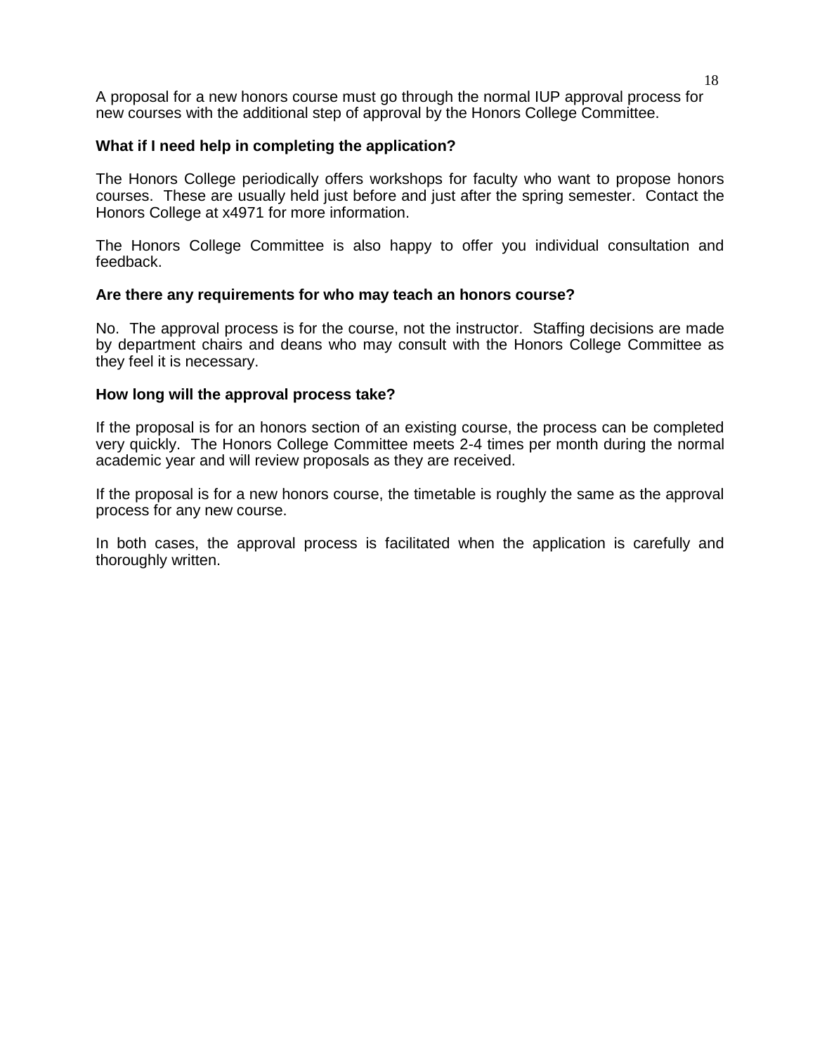A proposal for a new honors course must go through the normal IUP approval process for new courses with the additional step of approval by the Honors College Committee.

**What if I need help in completing the application?**

The Honors College periodically offers workshops for faculty who want to propose honors courses. These are usually held just before and just after the spring semester. Contact the Honors College at x4971 for more information.

The Honors College Committee is also happy to offer you individual consultation and feedback.

**Are there any requirements for who may teach an honors course?**

No. The approval process is for the course, not the instructor. Staffing decisions are made by department chairs and deans who may consult with the Honors College Committee as they feel it is necessary.

**How long will the approval process take?**

If the proposal is for an honors section of an existing course, the process can be completed very quickly. The Honors College Committee meets 2-4 times per month during the normal academic year and will review proposals as they are received.

If the proposal is for a new honors course, the timetable is roughly the same as the approval process for any new course.

In both cases, the approval process is facilitated when the application is carefully and thoroughly written.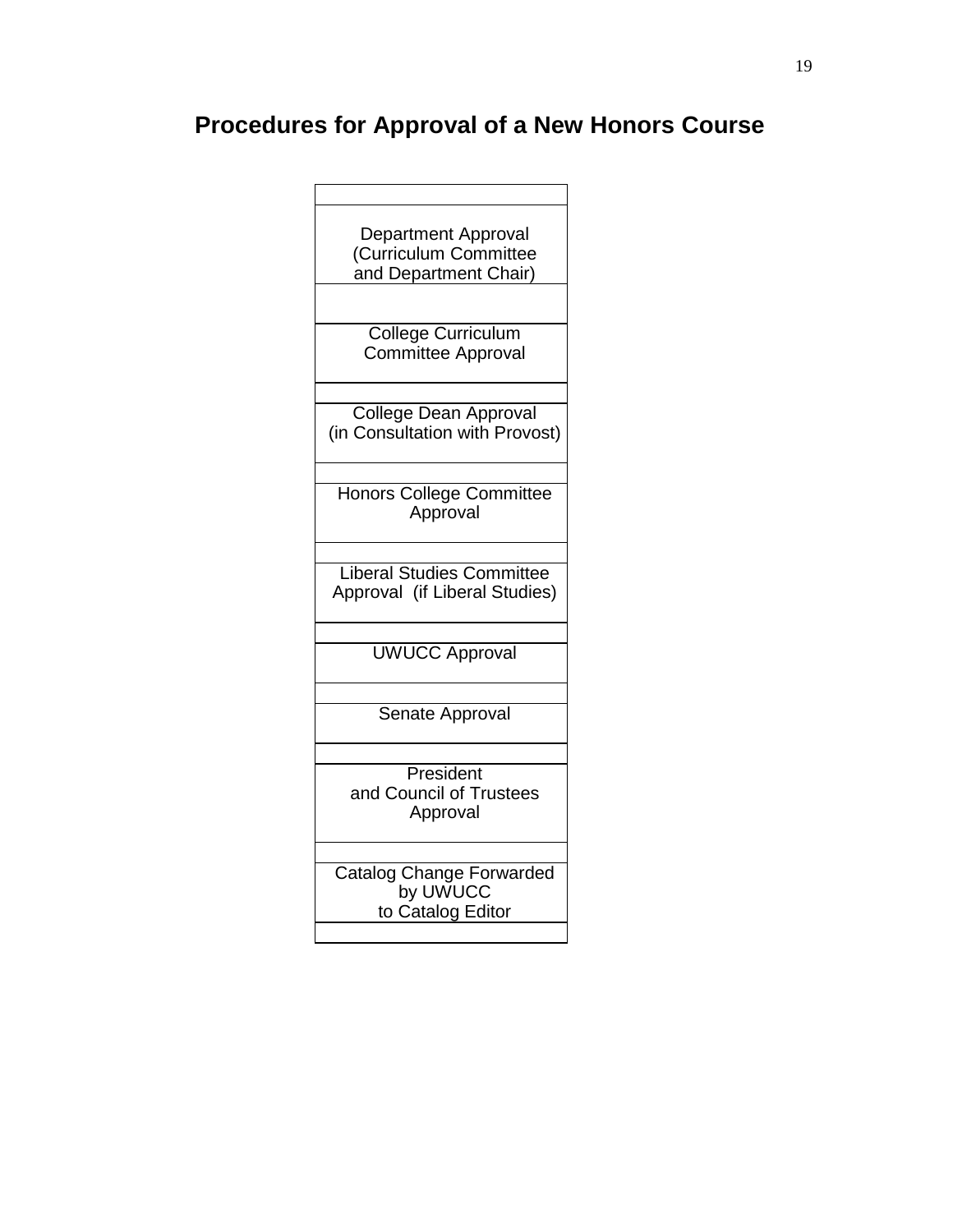# Procedures for Approval of a New Honors Course

Department Approval (Curriculum Committee and Department Chair)

College Curriculum Committee Approval

College Dean Approval (in Consultation with Provost)

Honors College Committee Approval

Liberal Studies Committee Approval (if Liberal Studies)

UWUCC Approval

Senate Approval

President and Council of Trustees Approval

Catalog Change Forwarded by UWUCC to Catalog Editor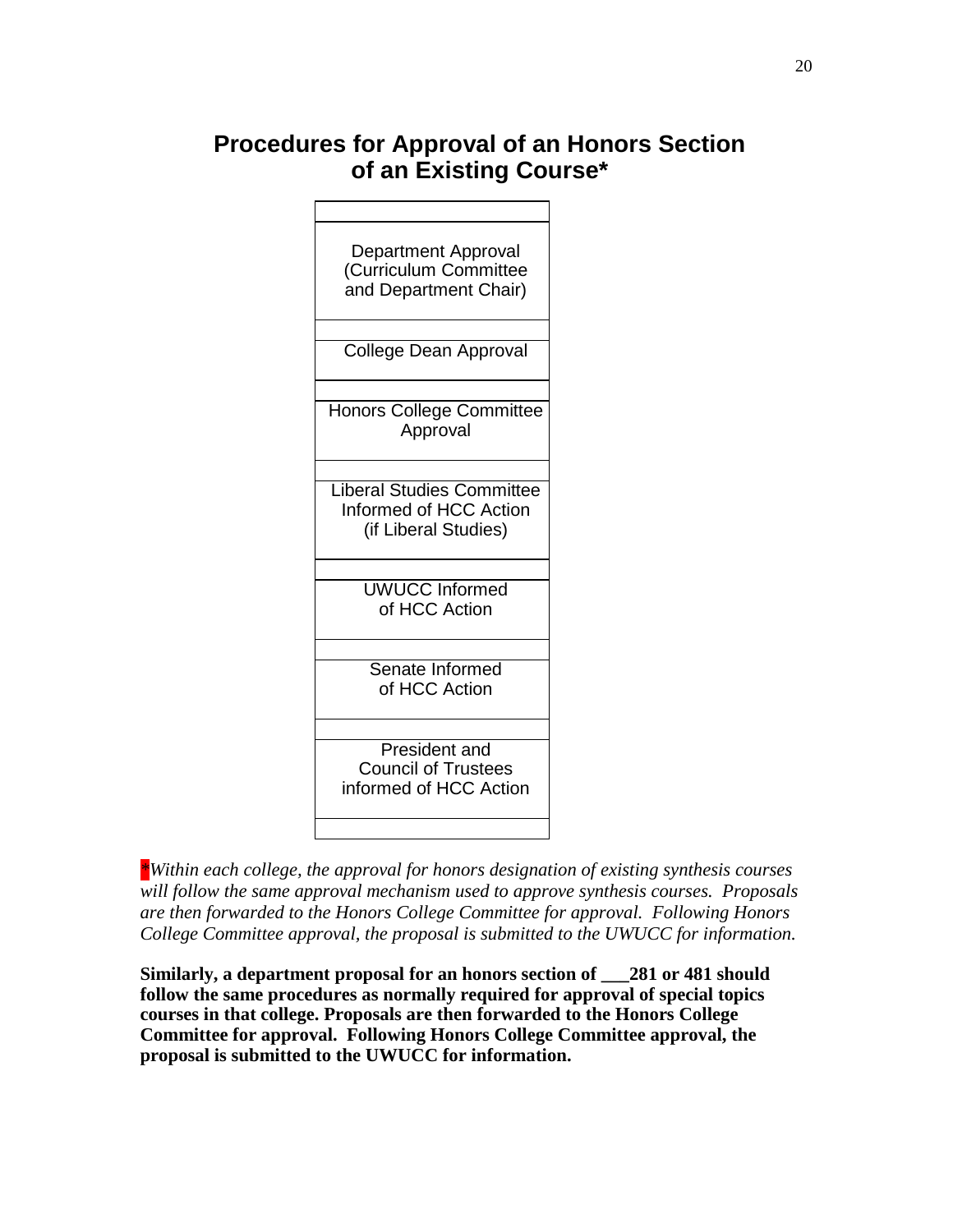# Procedures for Approval of an Honors Section of an Existing Course*

Department Approval (Curriculum Committee and Department Chair)

College Dean Approval

Honors College Committee Approval

Liberal Studies Committee Informed of HCC Action (if Liberal Studies)

UWUCC Informed of HCC Action

Senate Informed of HCC Action

President and Council of Trustees informed of HCC Action

**Within each college, the approval for honors designation of existing synthesis courses will follow the same approval mechanism used to approve synthesis courses. Proposals are then forwarded to the Honors College Committee for approval. Following Honors College Committee approval, the proposal is submitted to the UWUCC for information.*

**Similarly, a department proposal for an honors section of ___281 or 481 should follow the same procedures as normally required for approval of special topics courses in that college. Proposals are then forwarded to the Honors College Committee for approval. Following Honors College Committee approval, the proposal is submitted to the UWUCC for information.**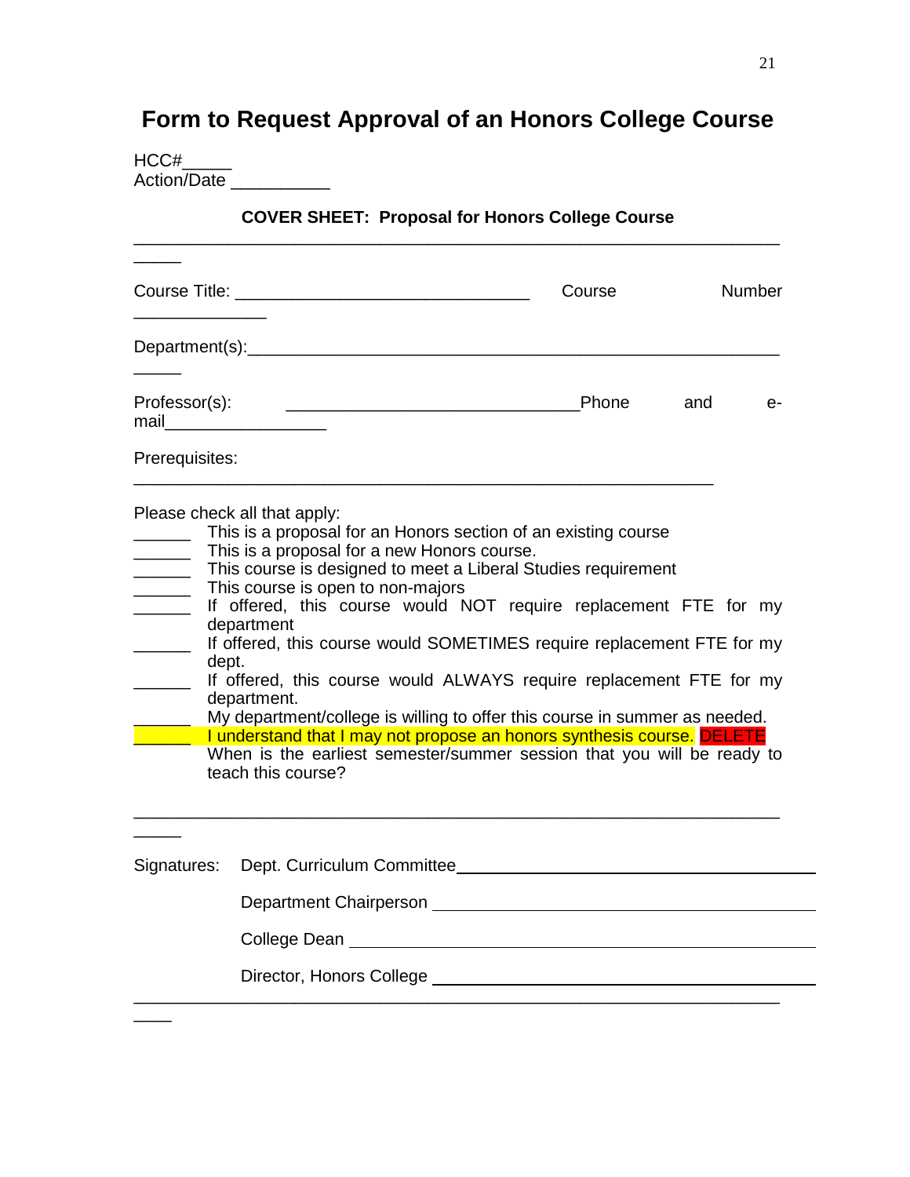# Form to Request Approval of an Honors College Course

HCC#_____
Action/Date __________

**COVER SHEET: Proposal for Honors College Course**

___________________________________________________________________________

Course Title: ______________________________ Course Number ______________

Department(s):___________________________________________________________

Professor(s): ______________________________Phone and e-mail_________________

Prerequisites: ___________________________________________________________

Please check all that apply:

______ This is a proposal for an Honors section of an existing course
______ This is a proposal for a new Honors course.
______ This course is designed to meet a Liberal Studies requirement
______ This course is open to non-majors
______ If offered, this course would NOT require replacement FTE for my department
______ If offered, this course would SOMETIMES require replacement FTE for my dept.
______ If offered, this course would ALWAYS require replacement FTE for my department.
______ My department/college is willing to offer this course in summer as needed.
______ I understand that I may not propose an honors synthesis course. DELETE
When is the earliest semester/summer session that you will be ready to teach this course?

___________________________________________________________________________

Signatures: Dept. Curriculum Committee________________________________________

Department Chairperson ________________________________________

College Dean ________________________________________

Director, Honors College ________________________________________

___________________________________________________________________________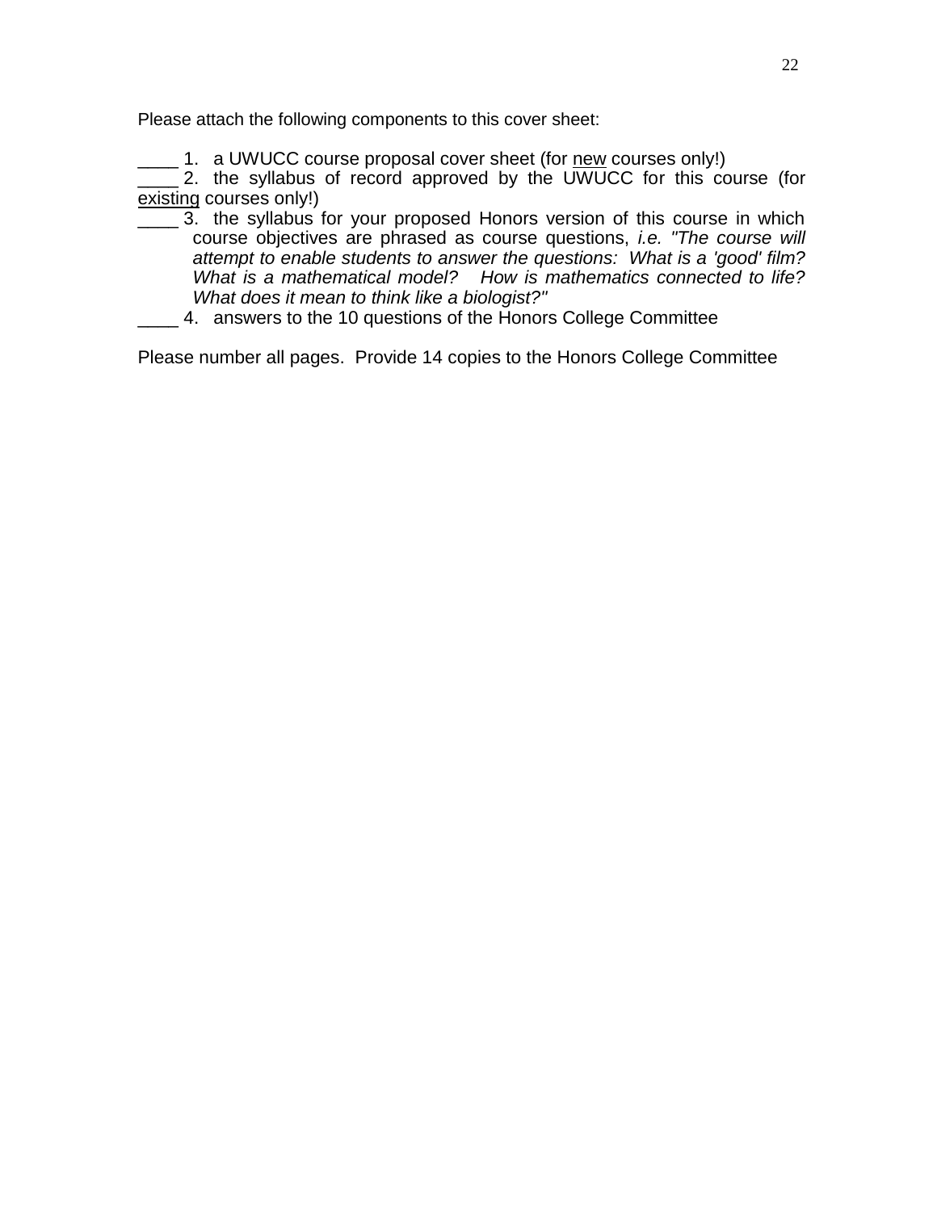Please attach the following components to this cover sheet:

____ 1. a UWUCC course proposal cover sheet (for <u>new</u> courses only!)

____ 2. the syllabus of record approved by the UWUCC for this course (for <u>existing</u> courses only!)

____ 3. the syllabus for your proposed Honors version of this course in which course objectives are phrased as course questions, *i.e. "The course will attempt to enable students to answer the questions: What is a 'good' film? What is a mathematical model? How is mathematics connected to life? What does it mean to think like a biologist?"*

____ 4. answers to the 10 questions of the Honors College Committee

Please number all pages. Provide 14 copies to the Honors College Committee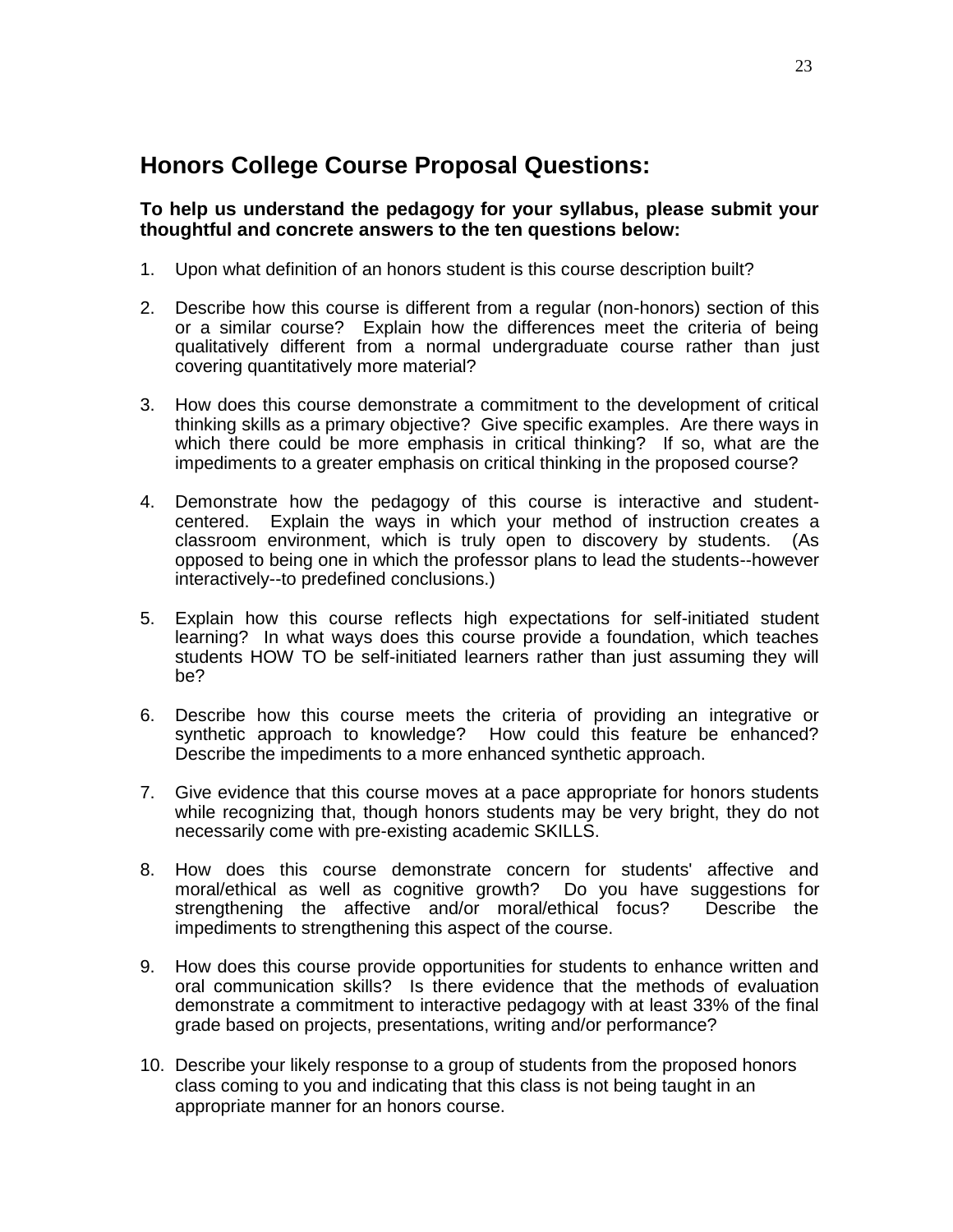## Honors College Course Proposal Questions:

**To help us understand the pedagogy for your syllabus, please submit your thoughtful and concrete answers to the ten questions below:**

1. Upon what definition of an honors student is this course description built?

2. Describe how this course is different from a regular (non-honors) section of this or a similar course? Explain how the differences meet the criteria of being qualitatively different from a normal undergraduate course rather than just covering quantitatively more material?

3. How does this course demonstrate a commitment to the development of critical thinking skills as a primary objective? Give specific examples. Are there ways in which there could be more emphasis in critical thinking? If so, what are the impediments to a greater emphasis on critical thinking in the proposed course?

4. Demonstrate how the pedagogy of this course is interactive and student-centered. Explain the ways in which your method of instruction creates a classroom environment, which is truly open to discovery by students. (As opposed to being one in which the professor plans to lead the students--however interactively--to predefined conclusions.)

5. Explain how this course reflects high expectations for self-initiated student learning? In what ways does this course provide a foundation, which teaches students HOW TO be self-initiated learners rather than just assuming they will be?

6. Describe how this course meets the criteria of providing an integrative or synthetic approach to knowledge? How could this feature be enhanced? Describe the impediments to a more enhanced synthetic approach.

7. Give evidence that this course moves at a pace appropriate for honors students while recognizing that, though honors students may be very bright, they do not necessarily come with pre-existing academic SKILLS.

8. How does this course demonstrate concern for students' affective and moral/ethical as well as cognitive growth? Do you have suggestions for strengthening the affective and/or moral/ethical focus? Describe the impediments to strengthening this aspect of the course.

9. How does this course provide opportunities for students to enhance written and oral communication skills? Is there evidence that the methods of evaluation demonstrate a commitment to interactive pedagogy with at least 33% of the final grade based on projects, presentations, writing and/or performance?

10. Describe your likely response to a group of students from the proposed honors class coming to you and indicating that this class is not being taught in an appropriate manner for an honors course.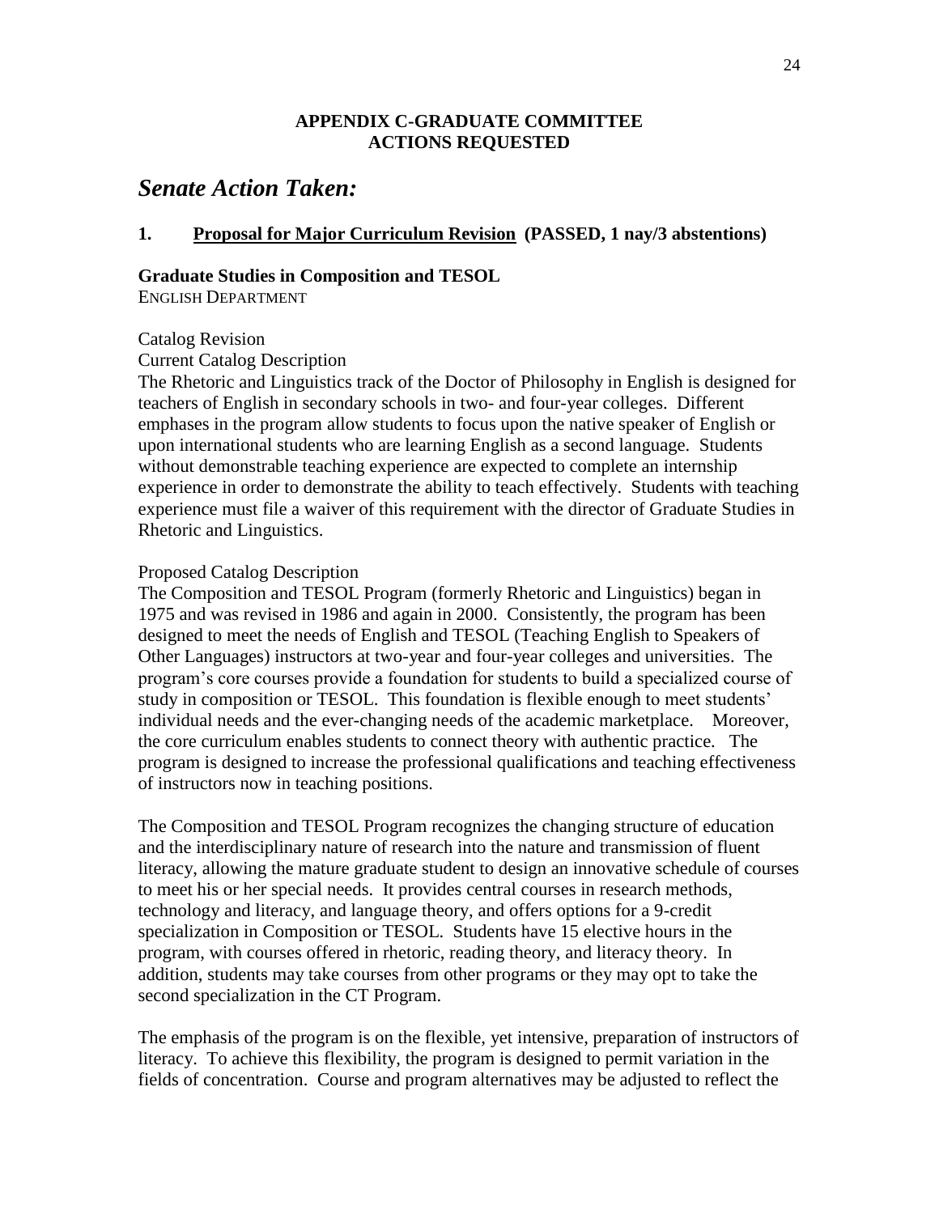**APPENDIX C-GRADUATE COMMITTEE ACTIONS REQUESTED**

## *Senate Action Taken:*

**1. <u>Proposal for Major Curriculum Revision</u> (PASSED, 1 nay/3 abstentions)**

**Graduate Studies in Composition and TESOL**
ENGLISH DEPARTMENT

Catalog Revision
Current Catalog Description
The Rhetoric and Linguistics track of the Doctor of Philosophy in English is designed for teachers of English in secondary schools in two- and four-year colleges. Different emphases in the program allow students to focus upon the native speaker of English or upon international students who are learning English as a second language. Students without demonstrable teaching experience are expected to complete an internship experience in order to demonstrate the ability to teach effectively. Students with teaching experience must file a waiver of this requirement with the director of Graduate Studies in Rhetoric and Linguistics.

Proposed Catalog Description
The Composition and TESOL Program (formerly Rhetoric and Linguistics) began in 1975 and was revised in 1986 and again in 2000. Consistently, the program has been designed to meet the needs of English and TESOL (Teaching English to Speakers of Other Languages) instructors at two-year and four-year colleges and universities. The program's core courses provide a foundation for students to build a specialized course of study in composition or TESOL. This foundation is flexible enough to meet students' individual needs and the ever-changing needs of the academic marketplace. Moreover, the core curriculum enables students to connect theory with authentic practice. The program is designed to increase the professional qualifications and teaching effectiveness of instructors now in teaching positions.

The Composition and TESOL Program recognizes the changing structure of education and the interdisciplinary nature of research into the nature and transmission of fluent literacy, allowing the mature graduate student to design an innovative schedule of courses to meet his or her special needs. It provides central courses in research methods, technology and literacy, and language theory, and offers options for a 9-credit specialization in Composition or TESOL. Students have 15 elective hours in the program, with courses offered in rhetoric, reading theory, and literacy theory. In addition, students may take courses from other programs or they may opt to take the second specialization in the CT Program.

The emphasis of the program is on the flexible, yet intensive, preparation of instructors of literacy. To achieve this flexibility, the program is designed to permit variation in the fields of concentration. Course and program alternatives may be adjusted to reflect the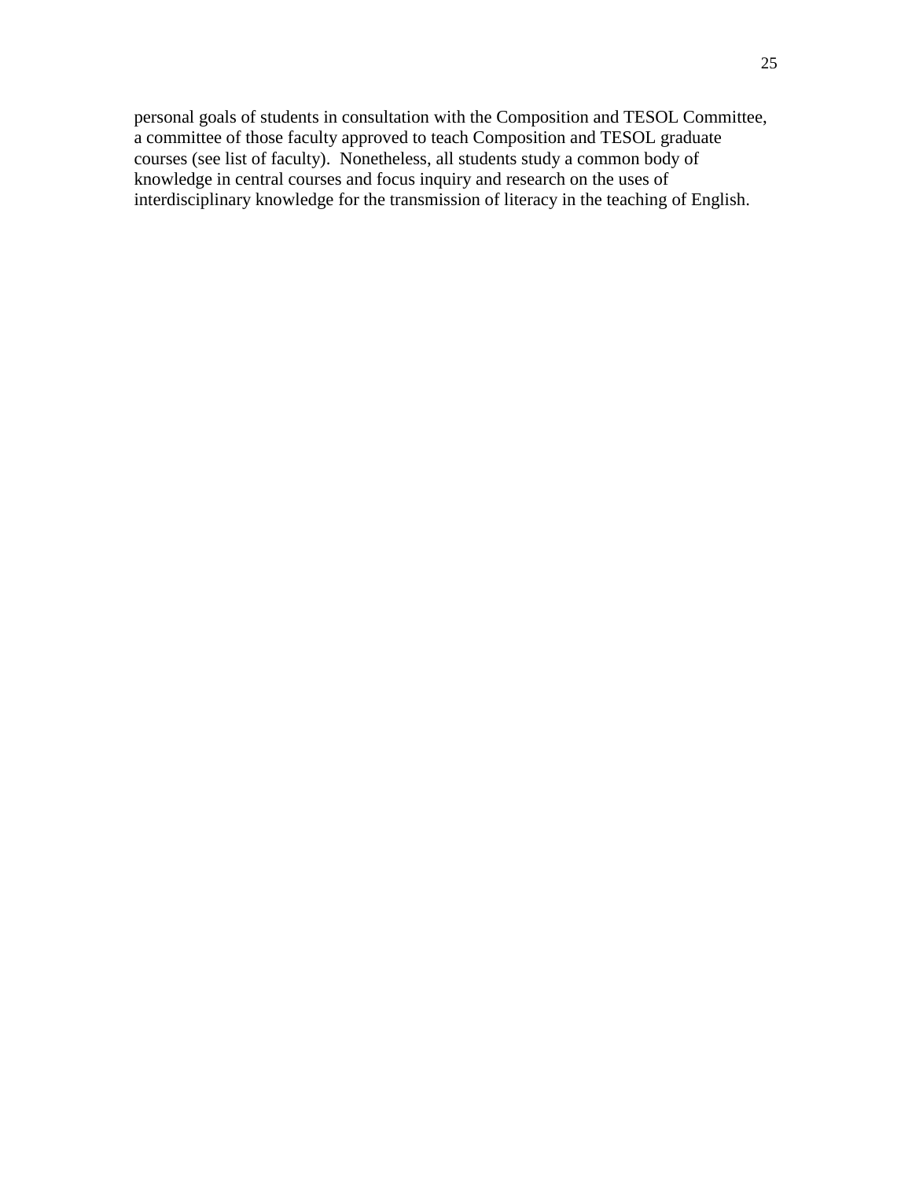personal goals of students in consultation with the Composition and TESOL Committee, a committee of those faculty approved to teach Composition and TESOL graduate courses (see list of faculty).  Nonetheless, all students study a common body of knowledge in central courses and focus inquiry and research on the uses of interdisciplinary knowledge for the transmission of literacy in the teaching of English.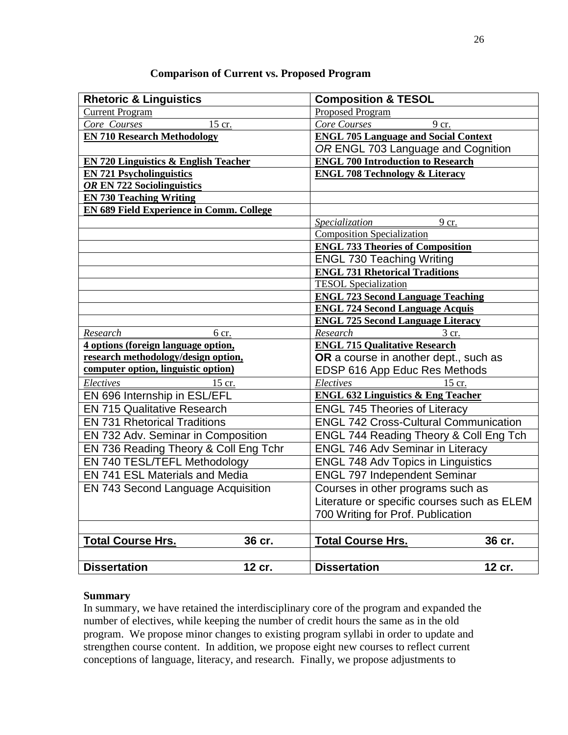**Comparison of Current vs. Proposed Program**

| **Rhetoric & Linguistics** | **Composition & TESOL** |
|---|---|
| Current Program | Proposed Program |
| *Core Courses* 15 cr. | *Core Courses* 9 cr. |
| **EN 710 Research Methodology** | **ENGL 705 Language and Social Context** *OR* ENGL 703 Language and Cognition |
| **EN 720 Linguistics & English Teacher** | **ENGL 700 Introduction to Research** |
| **EN 721 Psycholinguistics** ***OR*** **EN 722 Sociolinguistics** | **ENGL 708 Technology & Literacy** |
| **EN 730 Teaching Writing** | |
| **EN 689 Field Experience in Comm. College** | |
| | *Specialization* 9 cr. |
| | Composition Specialization |
| | **ENGL 733 Theories of Composition** |
| | ENGL 730 Teaching Writing |
| | **ENGL 731 Rhetorical Traditions** |
| | TESOL Specialization |
| | **ENGL 723 Second Language Teaching** |
| | **ENGL 724 Second Language Acquis** |
| | **ENGL 725 Second Language Literacy** |
| *Research* 6 cr. | *Research* 3 cr. |
| **4 options (foreign language option, research methodology/design option, computer option, linguistic option)** | **ENGL 715 Qualitative Research** **OR** a course in another dept., such as EDSP 616 App Educ Res Methods |
| *Electives* 15 cr. | *Electives* 15 cr. |
| EN 696 Internship in ESL/EFL | **ENGL 632 Linguistics & Eng Teacher** |
| EN 715 Qualitative Research | ENGL 745 Theories of Literacy |
| EN 731 Rhetorical Traditions | ENGL 742 Cross-Cultural Communication |
| EN 732 Adv. Seminar in Composition | ENGL 744 Reading Theory & Coll Eng Tch |
| EN 736 Reading Theory & Coll Eng Tchr | ENGL 746 Adv Seminar in Literacy |
| EN 740 TESL/TEFL Methodology | ENGL 748 Adv Topics in Linguistics |
| EN 741 ESL Materials and Media | ENGL 797 Independent Seminar |
| EN 743 Second Language Acquisition | Courses in other programs such as Literature or specific courses such as ELEM 700 Writing for Prof. Publication |
| | |
| **Total Course Hrs.** **36 cr.** | **Total Course Hrs.** **36 cr.** |
| | |
| **Dissertation** **12 cr.** | **Dissertation** **12 cr.** |

**Summary**

In summary, we have retained the interdisciplinary core of the program and expanded the number of electives, while keeping the number of credit hours the same as in the old program. We propose minor changes to existing program syllabi in order to update and strengthen course content. In addition, we propose eight new courses to reflect current conceptions of language, literacy, and research. Finally, we propose adjustments to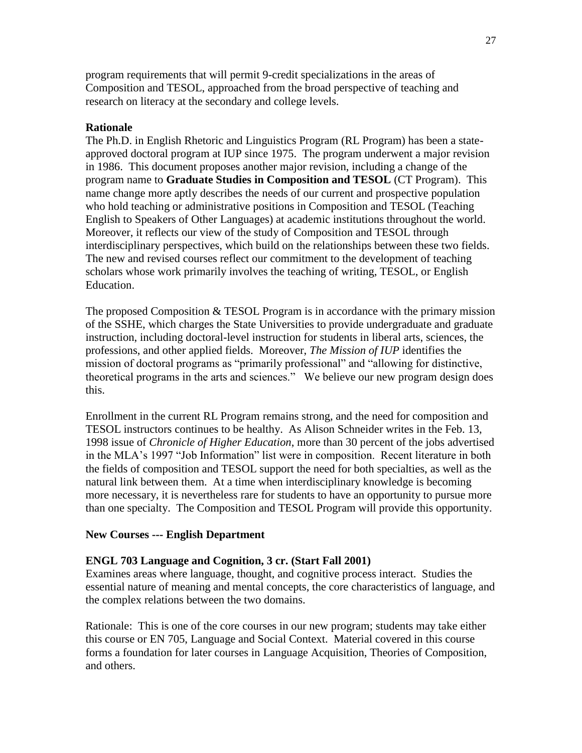program requirements that will permit 9-credit specializations in the areas of Composition and TESOL, approached from the broad perspective of teaching and research on literacy at the secondary and college levels.

**Rationale**

The Ph.D. in English Rhetoric and Linguistics Program (RL Program) has been a state-approved doctoral program at IUP since 1975. The program underwent a major revision in 1986. This document proposes another major revision, including a change of the program name to **Graduate Studies in Composition and TESOL** (CT Program). This name change more aptly describes the needs of our current and prospective population who hold teaching or administrative positions in Composition and TESOL (Teaching English to Speakers of Other Languages) at academic institutions throughout the world. Moreover, it reflects our view of the study of Composition and TESOL through interdisciplinary perspectives, which build on the relationships between these two fields. The new and revised courses reflect our commitment to the development of teaching scholars whose work primarily involves the teaching of writing, TESOL, or English Education.

The proposed Composition & TESOL Program is in accordance with the primary mission of the SSHE, which charges the State Universities to provide undergraduate and graduate instruction, including doctoral-level instruction for students in liberal arts, sciences, the professions, and other applied fields. Moreover, *The Mission of IUP* identifies the mission of doctoral programs as "primarily professional" and "allowing for distinctive, theoretical programs in the arts and sciences." We believe our new program design does this.

Enrollment in the current RL Program remains strong, and the need for composition and TESOL instructors continues to be healthy. As Alison Schneider writes in the Feb. 13, 1998 issue of *Chronicle of Higher Education*, more than 30 percent of the jobs advertised in the MLA's 1997 "Job Information" list were in composition. Recent literature in both the fields of composition and TESOL support the need for both specialties, as well as the natural link between them. At a time when interdisciplinary knowledge is becoming more necessary, it is nevertheless rare for students to have an opportunity to pursue more than one specialty. The Composition and TESOL Program will provide this opportunity.

**New Courses --- English Department**

**ENGL 703 Language and Cognition, 3 cr. (Start Fall 2001)**

Examines areas where language, thought, and cognitive process interact. Studies the essential nature of meaning and mental concepts, the core characteristics of language, and the complex relations between the two domains.

Rationale: This is one of the core courses in our new program; students may take either this course or EN 705, Language and Social Context. Material covered in this course forms a foundation for later courses in Language Acquisition, Theories of Composition, and others.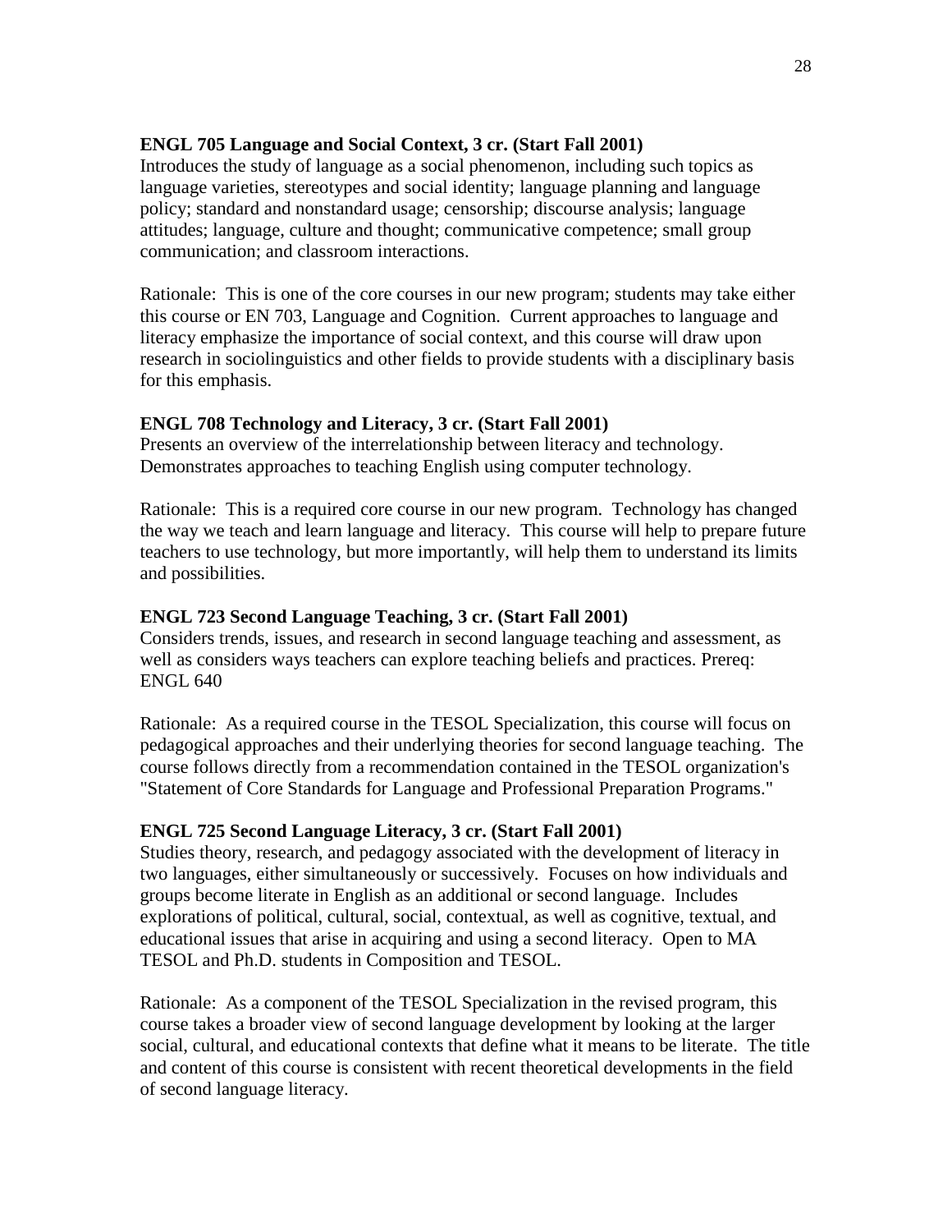**ENGL 705 Language and Social Context, 3 cr. (Start Fall 2001)**
Introduces the study of language as a social phenomenon, including such topics as language varieties, stereotypes and social identity; language planning and language policy; standard and nonstandard usage; censorship; discourse analysis; language attitudes; language, culture and thought; communicative competence; small group communication; and classroom interactions.

Rationale: This is one of the core courses in our new program; students may take either this course or EN 703, Language and Cognition. Current approaches to language and literacy emphasize the importance of social context, and this course will draw upon research in sociolinguistics and other fields to provide students with a disciplinary basis for this emphasis.

**ENGL 708 Technology and Literacy, 3 cr. (Start Fall 2001)**
Presents an overview of the interrelationship between literacy and technology. Demonstrates approaches to teaching English using computer technology.

Rationale: This is a required core course in our new program. Technology has changed the way we teach and learn language and literacy. This course will help to prepare future teachers to use technology, but more importantly, will help them to understand its limits and possibilities.

**ENGL 723 Second Language Teaching, 3 cr. (Start Fall 2001)**
Considers trends, issues, and research in second language teaching and assessment, as well as considers ways teachers can explore teaching beliefs and practices. Prereq: ENGL 640

Rationale: As a required course in the TESOL Specialization, this course will focus on pedagogical approaches and their underlying theories for second language teaching. The course follows directly from a recommendation contained in the TESOL organization's "Statement of Core Standards for Language and Professional Preparation Programs."

**ENGL 725 Second Language Literacy, 3 cr. (Start Fall 2001)**
Studies theory, research, and pedagogy associated with the development of literacy in two languages, either simultaneously or successively. Focuses on how individuals and groups become literate in English as an additional or second language. Includes explorations of political, cultural, social, contextual, as well as cognitive, textual, and educational issues that arise in acquiring and using a second literacy. Open to MA TESOL and Ph.D. students in Composition and TESOL.

Rationale: As a component of the TESOL Specialization in the revised program, this course takes a broader view of second language development by looking at the larger social, cultural, and educational contexts that define what it means to be literate. The title and content of this course is consistent with recent theoretical developments in the field of second language literacy.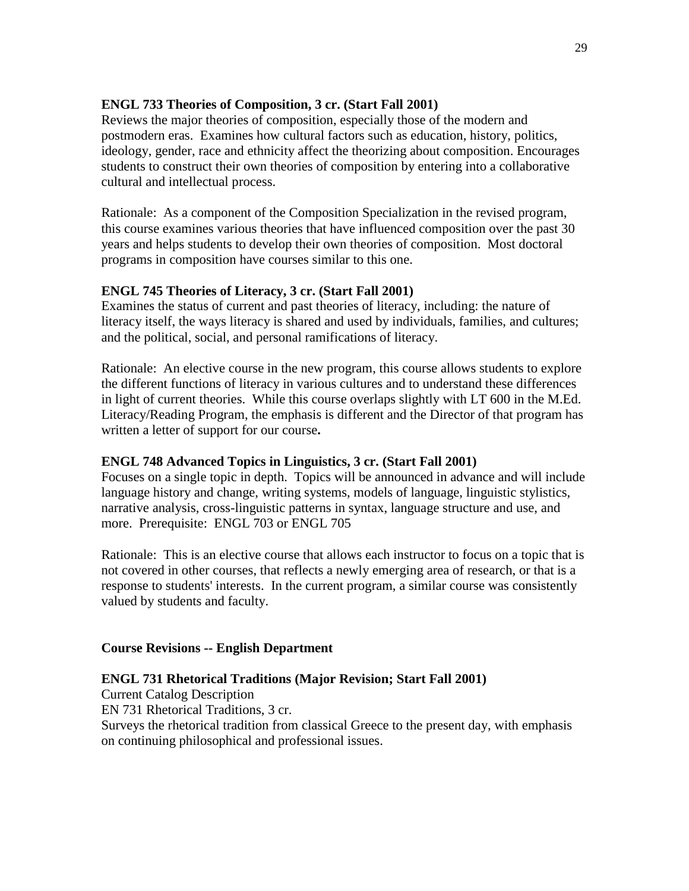**ENGL 733 Theories of Composition, 3 cr. (Start Fall 2001)**
Reviews the major theories of composition, especially those of the modern and postmodern eras. Examines how cultural factors such as education, history, politics, ideology, gender, race and ethnicity affect the theorizing about composition. Encourages students to construct their own theories of composition by entering into a collaborative cultural and intellectual process.

Rationale: As a component of the Composition Specialization in the revised program, this course examines various theories that have influenced composition over the past 30 years and helps students to develop their own theories of composition. Most doctoral programs in composition have courses similar to this one.

**ENGL 745 Theories of Literacy, 3 cr. (Start Fall 2001)**
Examines the status of current and past theories of literacy, including: the nature of literacy itself, the ways literacy is shared and used by individuals, families, and cultures; and the political, social, and personal ramifications of literacy.

Rationale: An elective course in the new program, this course allows students to explore the different functions of literacy in various cultures and to understand these differences in light of current theories. While this course overlaps slightly with LT 600 in the M.Ed. Literacy/Reading Program, the emphasis is different and the Director of that program has written a letter of support for our course**.**

**ENGL 748 Advanced Topics in Linguistics, 3 cr. (Start Fall 2001)**
Focuses on a single topic in depth. Topics will be announced in advance and will include language history and change, writing systems, models of language, linguistic stylistics, narrative analysis, cross-linguistic patterns in syntax, language structure and use, and more. Prerequisite: ENGL 703 or ENGL 705

Rationale: This is an elective course that allows each instructor to focus on a topic that is not covered in other courses, that reflects a newly emerging area of research, or that is a response to students' interests. In the current program, a similar course was consistently valued by students and faculty.

**Course Revisions -- English Department**

**ENGL 731 Rhetorical Traditions (Major Revision; Start Fall 2001)**
Current Catalog Description
EN 731 Rhetorical Traditions, 3 cr.
Surveys the rhetorical tradition from classical Greece to the present day, with emphasis on continuing philosophical and professional issues.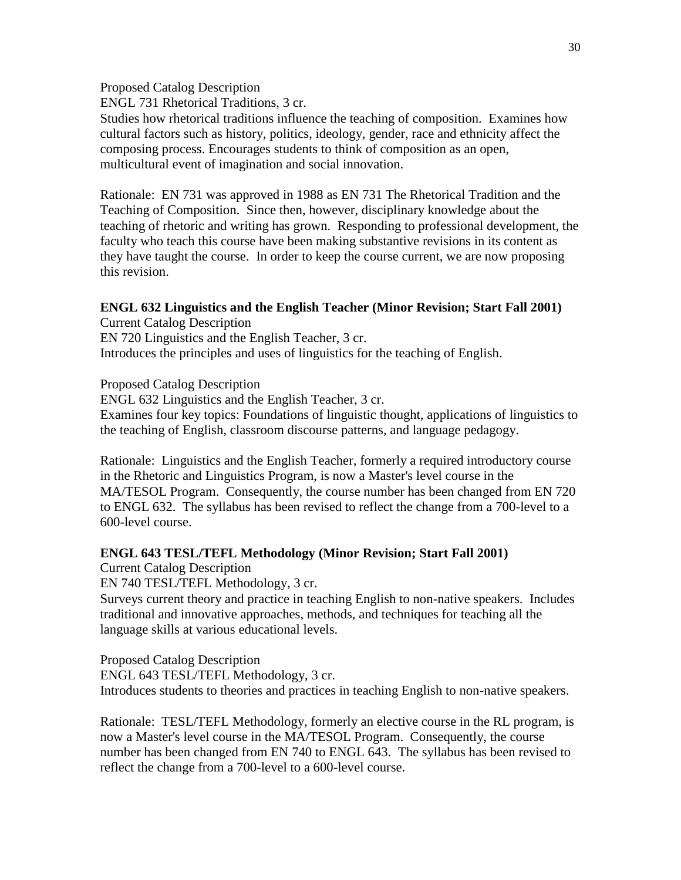Proposed Catalog Description

ENGL 731 Rhetorical Traditions, 3 cr.

Studies how rhetorical traditions influence the teaching of composition. Examines how cultural factors such as history, politics, ideology, gender, race and ethnicity affect the composing process. Encourages students to think of composition as an open, multicultural event of imagination and social innovation.

Rationale: EN 731 was approved in 1988 as EN 731 The Rhetorical Tradition and the Teaching of Composition. Since then, however, disciplinary knowledge about the teaching of rhetoric and writing has grown. Responding to professional development, the faculty who teach this course have been making substantive revisions in its content as they have taught the course. In order to keep the course current, we are now proposing this revision.

**ENGL 632 Linguistics and the English Teacher (Minor Revision; Start Fall 2001)**

Current Catalog Description

EN 720 Linguistics and the English Teacher, 3 cr.

Introduces the principles and uses of linguistics for the teaching of English.

Proposed Catalog Description

ENGL 632 Linguistics and the English Teacher, 3 cr.

Examines four key topics: Foundations of linguistic thought, applications of linguistics to the teaching of English, classroom discourse patterns, and language pedagogy.

Rationale: Linguistics and the English Teacher, formerly a required introductory course in the Rhetoric and Linguistics Program, is now a Master's level course in the MA/TESOL Program. Consequently, the course number has been changed from EN 720 to ENGL 632. The syllabus has been revised to reflect the change from a 700-level to a 600-level course.

**ENGL 643 TESL/TEFL Methodology (Minor Revision; Start Fall 2001)**

Current Catalog Description

EN 740 TESL/TEFL Methodology, 3 cr.

Surveys current theory and practice in teaching English to non-native speakers. Includes traditional and innovative approaches, methods, and techniques for teaching all the language skills at various educational levels.

Proposed Catalog Description

ENGL 643 TESL/TEFL Methodology, 3 cr.

Introduces students to theories and practices in teaching English to non-native speakers.

Rationale: TESL/TEFL Methodology, formerly an elective course in the RL program, is now a Master's level course in the MA/TESOL Program. Consequently, the course number has been changed from EN 740 to ENGL 643. The syllabus has been revised to reflect the change from a 700-level to a 600-level course.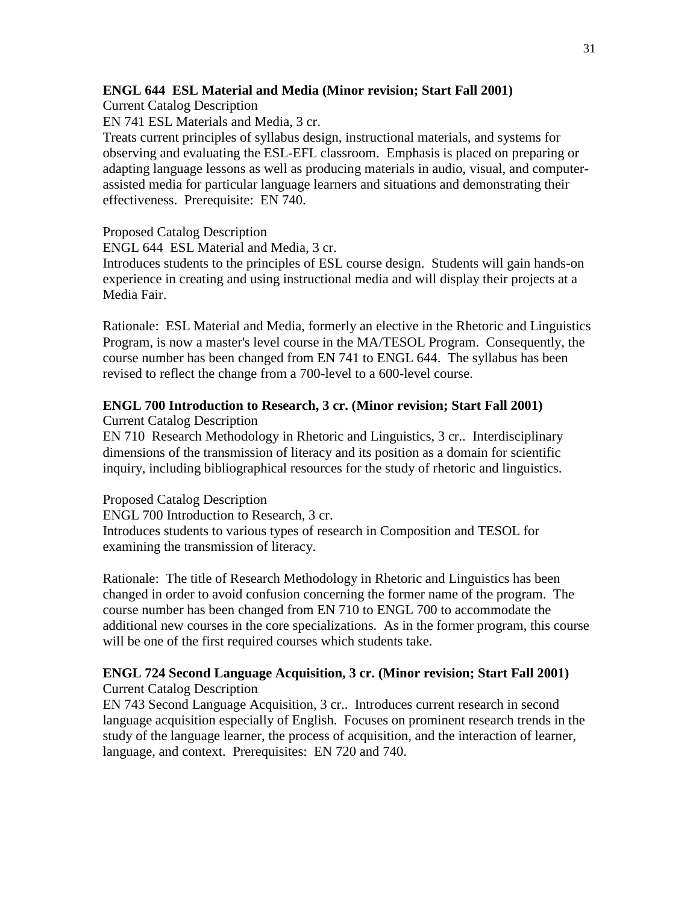**ENGL 644 ESL Material and Media (Minor revision; Start Fall 2001)**

Current Catalog Description

EN 741 ESL Materials and Media, 3 cr.

Treats current principles of syllabus design, instructional materials, and systems for observing and evaluating the ESL-EFL classroom. Emphasis is placed on preparing or adapting language lessons as well as producing materials in audio, visual, and computer-assisted media for particular language learners and situations and demonstrating their effectiveness. Prerequisite: EN 740.

Proposed Catalog Description

ENGL 644 ESL Material and Media, 3 cr.

Introduces students to the principles of ESL course design. Students will gain hands-on experience in creating and using instructional media and will display their projects at a Media Fair.

Rationale: ESL Material and Media, formerly an elective in the Rhetoric and Linguistics Program, is now a master's level course in the MA/TESOL Program. Consequently, the course number has been changed from EN 741 to ENGL 644. The syllabus has been revised to reflect the change from a 700-level to a 600-level course.

**ENGL 700 Introduction to Research, 3 cr. (Minor revision; Start Fall 2001)**

Current Catalog Description

EN 710 Research Methodology in Rhetoric and Linguistics, 3 cr.. Interdisciplinary dimensions of the transmission of literacy and its position as a domain for scientific inquiry, including bibliographical resources for the study of rhetoric and linguistics.

Proposed Catalog Description

ENGL 700 Introduction to Research, 3 cr.

Introduces students to various types of research in Composition and TESOL for examining the transmission of literacy.

Rationale: The title of Research Methodology in Rhetoric and Linguistics has been changed in order to avoid confusion concerning the former name of the program. The course number has been changed from EN 710 to ENGL 700 to accommodate the additional new courses in the core specializations. As in the former program, this course will be one of the first required courses which students take.

**ENGL 724 Second Language Acquisition, 3 cr. (Minor revision; Start Fall 2001)**

Current Catalog Description

EN 743 Second Language Acquisition, 3 cr.. Introduces current research in second language acquisition especially of English. Focuses on prominent research trends in the study of the language learner, the process of acquisition, and the interaction of learner, language, and context. Prerequisites: EN 720 and 740.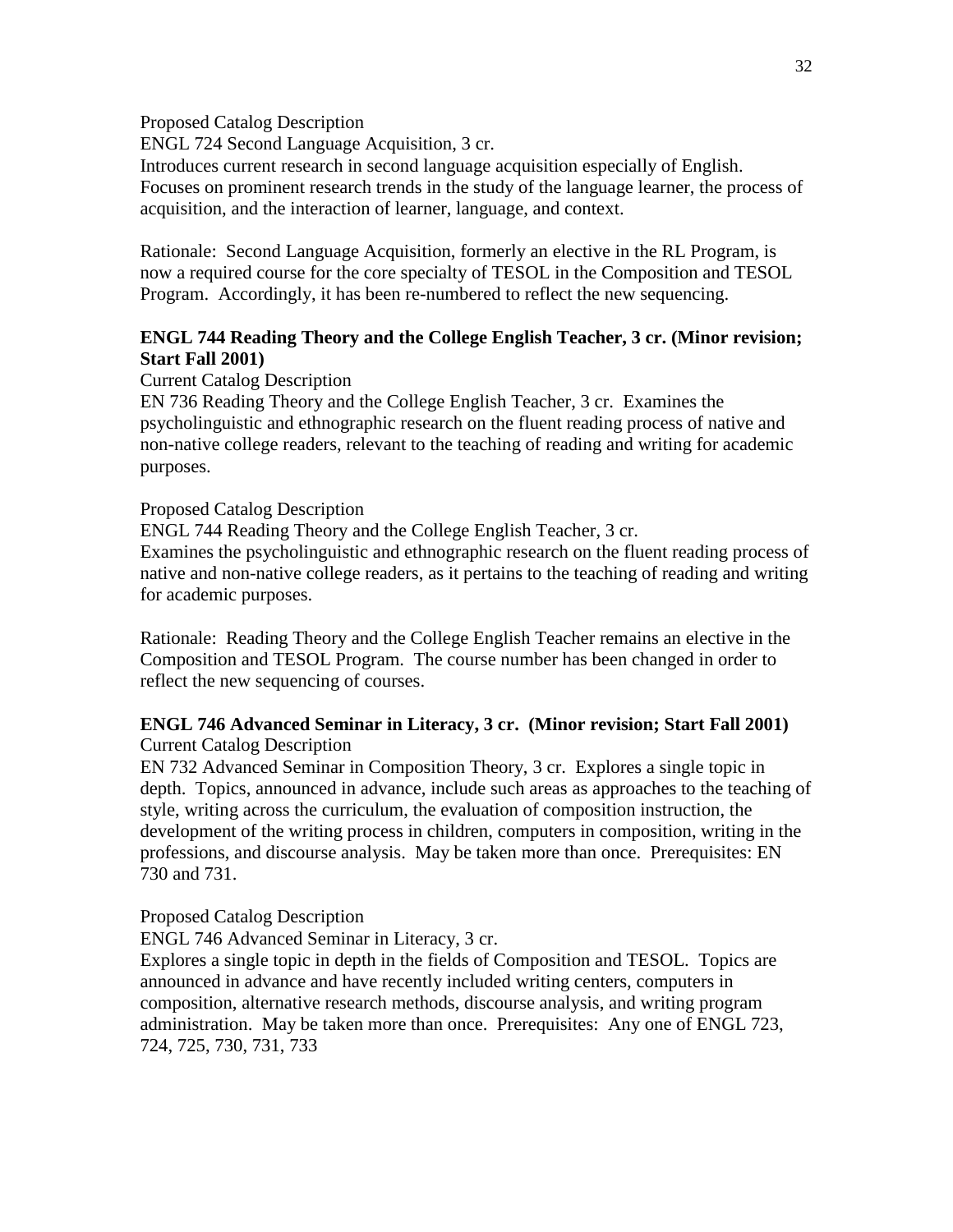Proposed Catalog Description

ENGL 724 Second Language Acquisition, 3 cr.

Introduces current research in second language acquisition especially of English. Focuses on prominent research trends in the study of the language learner, the process of acquisition, and the interaction of learner, language, and context.

Rationale: Second Language Acquisition, formerly an elective in the RL Program, is now a required course for the core specialty of TESOL in the Composition and TESOL Program. Accordingly, it has been re-numbered to reflect the new sequencing.

**ENGL 744 Reading Theory and the College English Teacher, 3 cr. (Minor revision; Start Fall 2001)**

Current Catalog Description

EN 736 Reading Theory and the College English Teacher, 3 cr. Examines the psycholinguistic and ethnographic research on the fluent reading process of native and non-native college readers, relevant to the teaching of reading and writing for academic purposes.

Proposed Catalog Description

ENGL 744 Reading Theory and the College English Teacher, 3 cr.

Examines the psycholinguistic and ethnographic research on the fluent reading process of native and non-native college readers, as it pertains to the teaching of reading and writing for academic purposes.

Rationale: Reading Theory and the College English Teacher remains an elective in the Composition and TESOL Program. The course number has been changed in order to reflect the new sequencing of courses.

**ENGL 746 Advanced Seminar in Literacy, 3 cr. (Minor revision; Start Fall 2001)**

Current Catalog Description

EN 732 Advanced Seminar in Composition Theory, 3 cr. Explores a single topic in depth. Topics, announced in advance, include such areas as approaches to the teaching of style, writing across the curriculum, the evaluation of composition instruction, the development of the writing process in children, computers in composition, writing in the professions, and discourse analysis. May be taken more than once. Prerequisites: EN 730 and 731.

Proposed Catalog Description

ENGL 746 Advanced Seminar in Literacy, 3 cr.

Explores a single topic in depth in the fields of Composition and TESOL. Topics are announced in advance and have recently included writing centers, computers in composition, alternative research methods, discourse analysis, and writing program administration. May be taken more than once. Prerequisites: Any one of ENGL 723, 724, 725, 730, 731, 733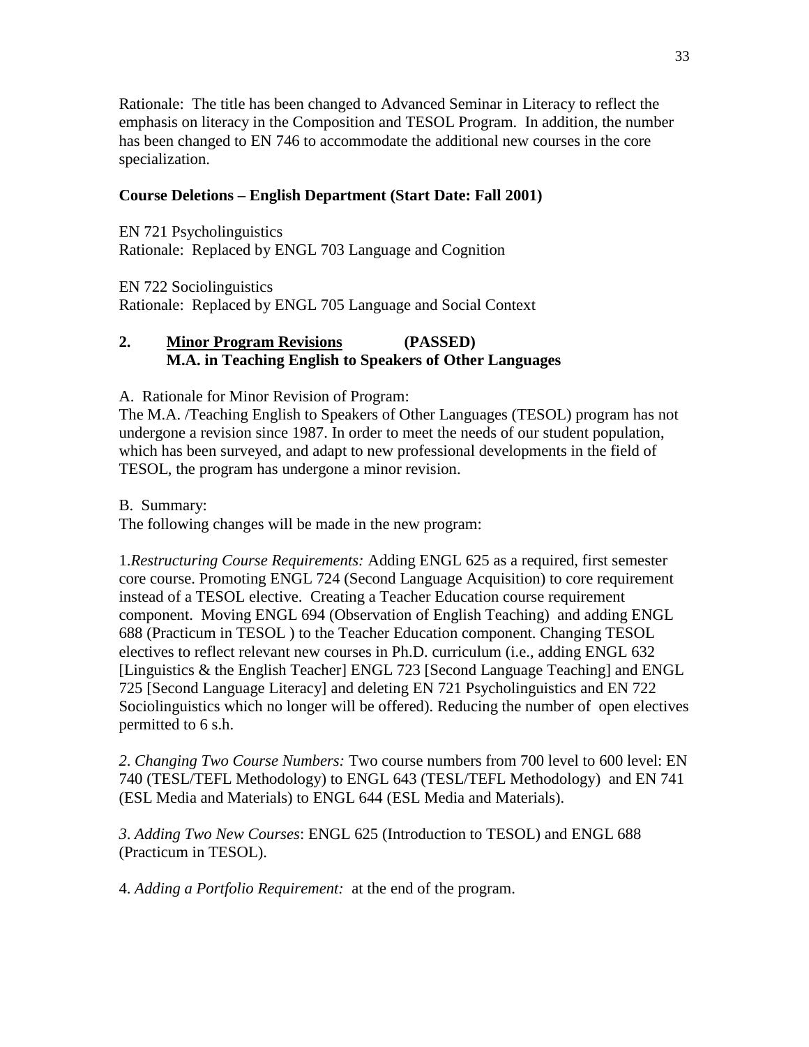Rationale: The title has been changed to Advanced Seminar in Literacy to reflect the emphasis on literacy in the Composition and TESOL Program. In addition, the number has been changed to EN 746 to accommodate the additional new courses in the core specialization.

**Course Deletions – English Department (Start Date: Fall 2001)**

EN 721 Psycholinguistics
Rationale: Replaced by ENGL 703 Language and Cognition

EN 722 Sociolinguistics
Rationale: Replaced by ENGL 705 Language and Social Context

**2. <u>Minor Program Revisions</u> (PASSED)**
**M.A. in Teaching English to Speakers of Other Languages**

A. Rationale for Minor Revision of Program:
The M.A. /Teaching English to Speakers of Other Languages (TESOL) program has not undergone a revision since 1987. In order to meet the needs of our student population, which has been surveyed, and adapt to new professional developments in the field of TESOL, the program has undergone a minor revision.

B. Summary:
The following changes will be made in the new program:

1.*Restructuring Course Requirements:* Adding ENGL 625 as a required, first semester core course. Promoting ENGL 724 (Second Language Acquisition) to core requirement instead of a TESOL elective. Creating a Teacher Education course requirement component. Moving ENGL 694 (Observation of English Teaching) and adding ENGL 688 (Practicum in TESOL ) to the Teacher Education component. Changing TESOL electives to reflect relevant new courses in Ph.D. curriculum (i.e., adding ENGL 632 [Linguistics & the English Teacher] ENGL 723 [Second Language Teaching] and ENGL 725 [Second Language Literacy] and deleting EN 721 Psycholinguistics and EN 722 Sociolinguistics which no longer will be offered). Reducing the number of open electives permitted to 6 s.h.

*2. Changing Two Course Numbers:* Two course numbers from 700 level to 600 level: EN 740 (TESL/TEFL Methodology) to ENGL 643 (TESL/TEFL Methodology) and EN 741 (ESL Media and Materials) to ENGL 644 (ESL Media and Materials).

*3. Adding Two New Courses*: ENGL 625 (Introduction to TESOL) and ENGL 688 (Practicum in TESOL).

4. *Adding a Portfolio Requirement:* at the end of the program.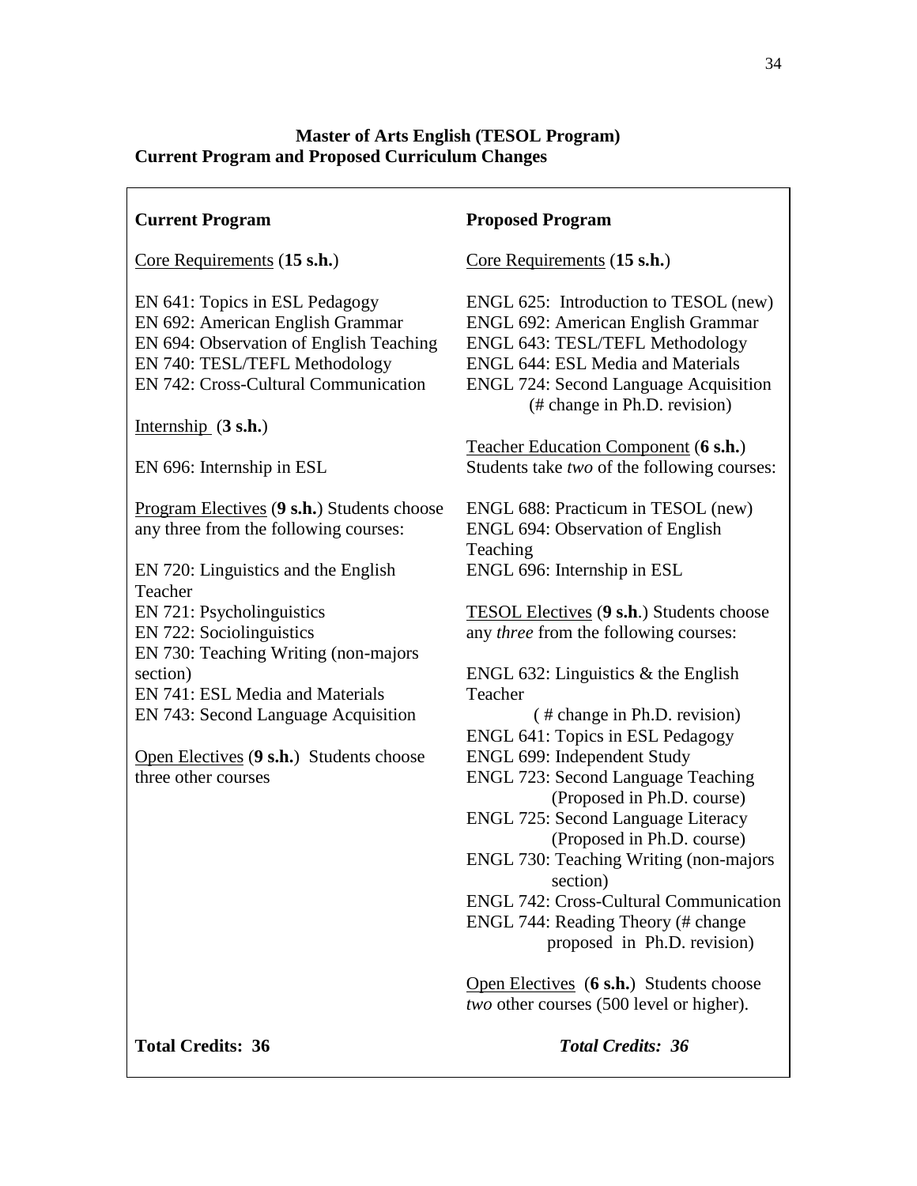**Master of Arts English (TESOL Program)**
**Current Program and Proposed Curriculum Changes**

| **Current Program** | **Proposed Program** |
|---|---|
| Core Requirements (**15 s.h.**) | Core Requirements (**15 s.h.**) |
| EN 641: Topics in ESL Pedagogy<br>EN 692: American English Grammar<br>EN 694: Observation of English Teaching<br>EN 740: TESL/TEFL Methodology<br>EN 742: Cross-Cultural Communication | ENGL 625: Introduction to TESOL (new)<br>ENGL 692: American English Grammar<br>ENGL 643: TESL/TEFL Methodology<br>ENGL 644: ESL Media and Materials<br>ENGL 724: Second Language Acquisition (# change in Ph.D. revision) |
| Internship (**3 s.h.**)<br><br>EN 696: Internship in ESL | Teacher Education Component (**6 s.h.**) Students take *two* of the following courses:<br><br>ENGL 688: Practicum in TESOL (new)<br>ENGL 694: Observation of English Teaching<br>ENGL 696: Internship in ESL |
| Program Electives (**9 s.h.**) Students choose any three from the following courses:<br><br>EN 720: Linguistics and the English Teacher<br>EN 721: Psycholinguistics<br>EN 722: Sociolinguistics<br>EN 730: Teaching Writing (non-majors section)<br>EN 741: ESL Media and Materials<br>EN 743: Second Language Acquisition | TESOL Electives (**9 s.h**.) Students choose any *three* from the following courses:<br><br>ENGL 632: Linguistics & the English Teacher ( # change in Ph.D. revision)<br>ENGL 641: Topics in ESL Pedagogy<br>ENGL 699: Independent Study<br>ENGL 723: Second Language Teaching (Proposed in Ph.D. course)<br>ENGL 725: Second Language Literacy (Proposed in Ph.D. course)<br>ENGL 730: Teaching Writing (non-majors section)<br>ENGL 742: Cross-Cultural Communication<br>ENGL 744: Reading Theory (# change proposed in Ph.D. revision) |
| Open Electives (**9 s.h.**) Students choose three other courses | Open Electives (**6 s.h.**) Students choose *two* other courses (500 level or higher). |
| **Total Credits: 36** | ***Total Credits: 36*** |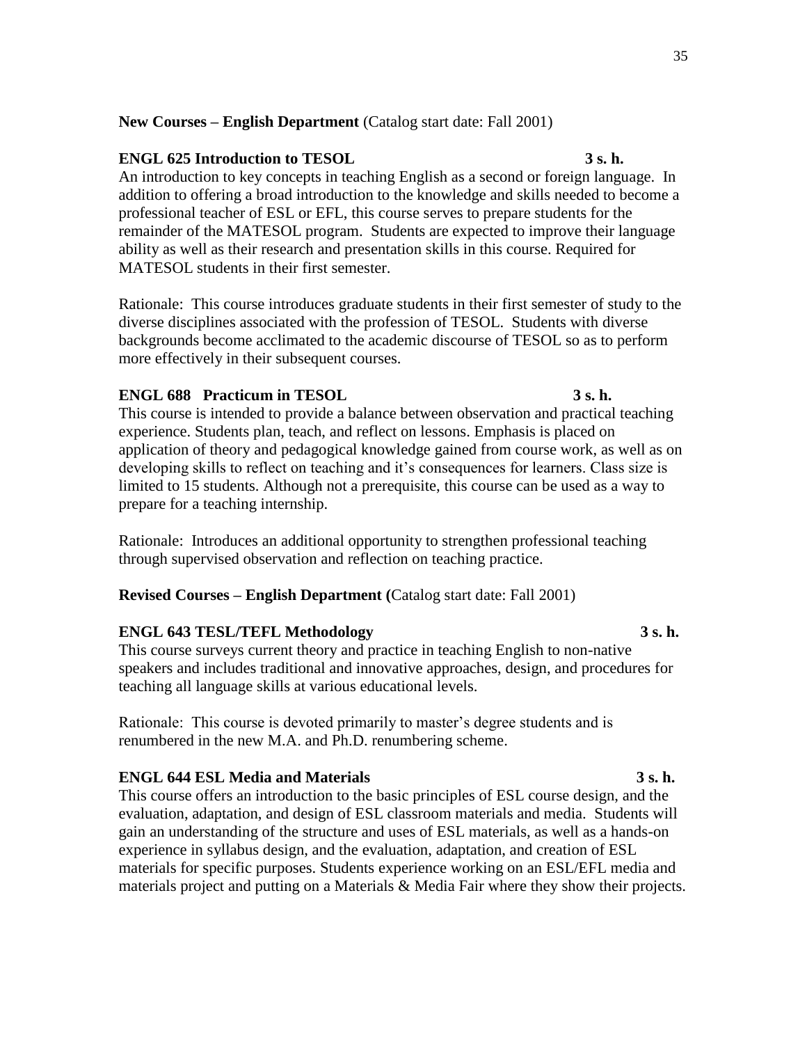**New Courses – English Department** (Catalog start date: Fall 2001)

**ENGL 625 Introduction to TESOL** **3 s. h.**

An introduction to key concepts in teaching English as a second or foreign language. In addition to offering a broad introduction to the knowledge and skills needed to become a professional teacher of ESL or EFL, this course serves to prepare students for the remainder of the MATESOL program. Students are expected to improve their language ability as well as their research and presentation skills in this course. Required for MATESOL students in their first semester.

Rationale: This course introduces graduate students in their first semester of study to the diverse disciplines associated with the profession of TESOL. Students with diverse backgrounds become acclimated to the academic discourse of TESOL so as to perform more effectively in their subsequent courses.

**ENGL 688 Practicum in TESOL** **3 s. h.**

This course is intended to provide a balance between observation and practical teaching experience. Students plan, teach, and reflect on lessons. Emphasis is placed on application of theory and pedagogical knowledge gained from course work, as well as on developing skills to reflect on teaching and it's consequences for learners. Class size is limited to 15 students. Although not a prerequisite, this course can be used as a way to prepare for a teaching internship.

Rationale: Introduces an additional opportunity to strengthen professional teaching through supervised observation and reflection on teaching practice.

**Revised Courses – English Department (**Catalog start date: Fall 2001)

**ENGL 643 TESL/TEFL Methodology** **3 s. h.**

This course surveys current theory and practice in teaching English to non-native speakers and includes traditional and innovative approaches, design, and procedures for teaching all language skills at various educational levels.

Rationale: This course is devoted primarily to master's degree students and is renumbered in the new M.A. and Ph.D. renumbering scheme.

**ENGL 644 ESL Media and Materials** **3 s. h.**

This course offers an introduction to the basic principles of ESL course design, and the evaluation, adaptation, and design of ESL classroom materials and media. Students will gain an understanding of the structure and uses of ESL materials, as well as a hands-on experience in syllabus design, and the evaluation, adaptation, and creation of ESL materials for specific purposes. Students experience working on an ESL/EFL media and materials project and putting on a Materials & Media Fair where they show their projects.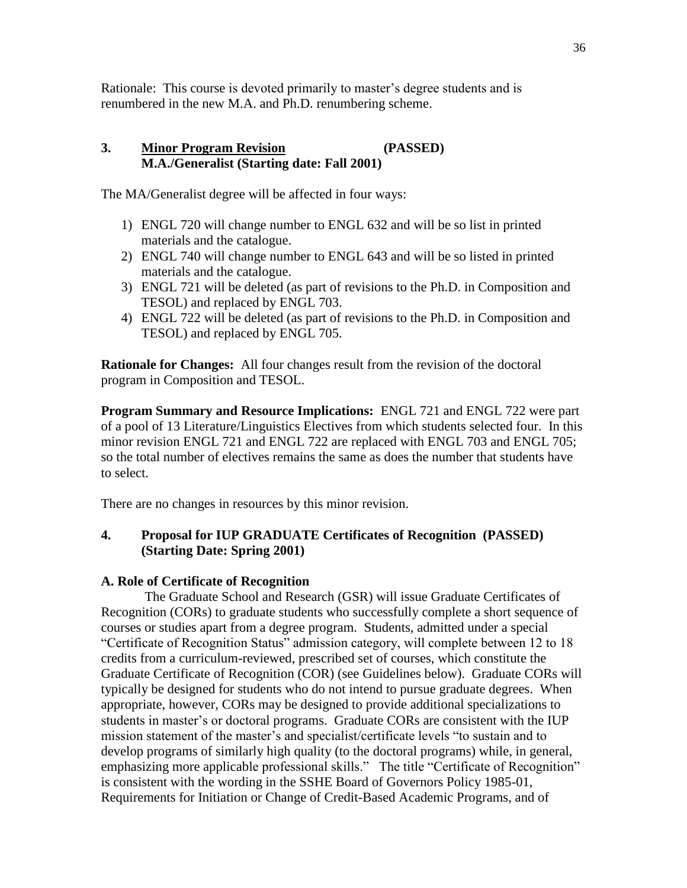Rationale: This course is devoted primarily to master's degree students and is renumbered in the new M.A. and Ph.D. renumbering scheme.

### 3. Minor Program Revision (PASSED) M.A./Generalist (Starting date: Fall 2001)

The MA/Generalist degree will be affected in four ways:

1) ENGL 720 will change number to ENGL 632 and will be so list in printed materials and the catalogue.
2) ENGL 740 will change number to ENGL 643 and will be so listed in printed materials and the catalogue.
3) ENGL 721 will be deleted (as part of revisions to the Ph.D. in Composition and TESOL) and replaced by ENGL 703.
4) ENGL 722 will be deleted (as part of revisions to the Ph.D. in Composition and TESOL) and replaced by ENGL 705.

**Rationale for Changes:** All four changes result from the revision of the doctoral program in Composition and TESOL.

**Program Summary and Resource Implications:** ENGL 721 and ENGL 722 were part of a pool of 13 Literature/Linguistics Electives from which students selected four. In this minor revision ENGL 721 and ENGL 722 are replaced with ENGL 703 and ENGL 705; so the total number of electives remains the same as does the number that students have to select.

There are no changes in resources by this minor revision.

### 4. Proposal for IUP GRADUATE Certificates of Recognition (PASSED) (Starting Date: Spring 2001)

#### A. Role of Certificate of Recognition

The Graduate School and Research (GSR) will issue Graduate Certificates of Recognition (CORs) to graduate students who successfully complete a short sequence of courses or studies apart from a degree program. Students, admitted under a special "Certificate of Recognition Status" admission category, will complete between 12 to 18 credits from a curriculum-reviewed, prescribed set of courses, which constitute the Graduate Certificate of Recognition (COR) (see Guidelines below). Graduate CORs will typically be designed for students who do not intend to pursue graduate degrees. When appropriate, however, CORs may be designed to provide additional specializations to students in master's or doctoral programs. Graduate CORs are consistent with the IUP mission statement of the master's and specialist/certificate levels "to sustain and to develop programs of similarly high quality (to the doctoral programs) while, in general, emphasizing more applicable professional skills." The title "Certificate of Recognition" is consistent with the wording in the SSHE Board of Governors Policy 1985-01, Requirements for Initiation or Change of Credit-Based Academic Programs, and of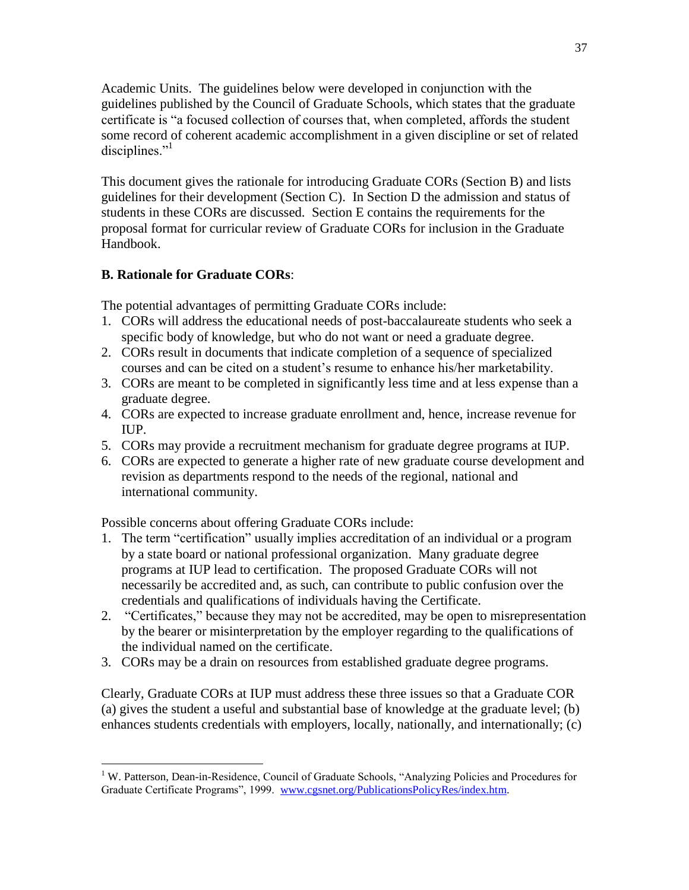Academic Units. The guidelines below were developed in conjunction with the guidelines published by the Council of Graduate Schools, which states that the graduate certificate is "a focused collection of courses that, when completed, affords the student some record of coherent academic accomplishment in a given discipline or set of related disciplines."[1]

This document gives the rationale for introducing Graduate CORs (Section B) and lists guidelines for their development (Section C). In Section D the admission and status of students in these CORs are discussed. Section E contains the requirements for the proposal format for curricular review of Graduate CORs for inclusion in the Graduate Handbook.

**B. Rationale for Graduate CORs**:

The potential advantages of permitting Graduate CORs include:

1. CORs will address the educational needs of post-baccalaureate students who seek a specific body of knowledge, but who do not want or need a graduate degree.
2. CORs result in documents that indicate completion of a sequence of specialized courses and can be cited on a student's resume to enhance his/her marketability.
3. CORs are meant to be completed in significantly less time and at less expense than a graduate degree.
4. CORs are expected to increase graduate enrollment and, hence, increase revenue for IUP.
5. CORs may provide a recruitment mechanism for graduate degree programs at IUP.
6. CORs are expected to generate a higher rate of new graduate course development and revision as departments respond to the needs of the regional, national and international community.

Possible concerns about offering Graduate CORs include:

1. The term "certification" usually implies accreditation of an individual or a program by a state board or national professional organization. Many graduate degree programs at IUP lead to certification. The proposed Graduate CORs will not necessarily be accredited and, as such, can contribute to public confusion over the credentials and qualifications of individuals having the Certificate.
2. "Certificates," because they may not be accredited, may be open to misrepresentation by the bearer or misinterpretation by the employer regarding to the qualifications of the individual named on the certificate.
3. CORs may be a drain on resources from established graduate degree programs.

Clearly, Graduate CORs at IUP must address these three issues so that a Graduate COR (a) gives the student a useful and substantial base of knowledge at the graduate level; (b) enhances students credentials with employers, locally, nationally, and internationally; (c)

---

[1] W. Patterson, Dean-in-Residence, Council of Graduate Schools, "Analyzing Policies and Procedures for Graduate Certificate Programs", 1999. www.cgsnet.org/PublicationsPolicyRes/index.htm.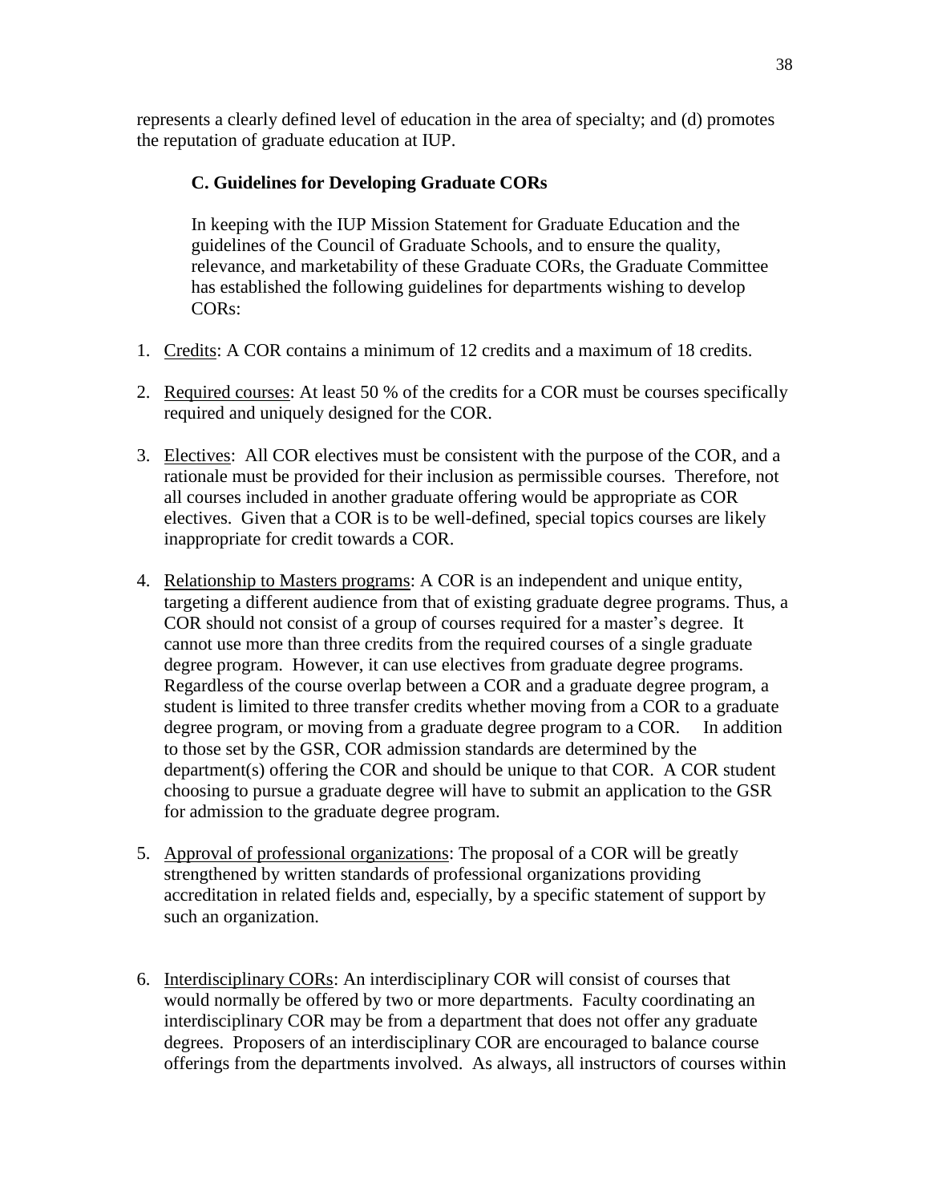represents a clearly defined level of education in the area of specialty; and (d) promotes the reputation of graduate education at IUP.

### C. Guidelines for Developing Graduate CORs

In keeping with the IUP Mission Statement for Graduate Education and the guidelines of the Council of Graduate Schools, and to ensure the quality, relevance, and marketability of these Graduate CORs, the Graduate Committee has established the following guidelines for departments wishing to develop CORs:

1. <u>Credits</u>: A COR contains a minimum of 12 credits and a maximum of 18 credits.

2. <u>Required courses</u>: At least 50 % of the credits for a COR must be courses specifically required and uniquely designed for the COR.

3. <u>Electives</u>: All COR electives must be consistent with the purpose of the COR, and a rationale must be provided for their inclusion as permissible courses. Therefore, not all courses included in another graduate offering would be appropriate as COR electives. Given that a COR is to be well-defined, special topics courses are likely inappropriate for credit towards a COR.

4. <u>Relationship to Masters programs</u>: A COR is an independent and unique entity, targeting a different audience from that of existing graduate degree programs. Thus, a COR should not consist of a group of courses required for a master's degree. It cannot use more than three credits from the required courses of a single graduate degree program. However, it can use electives from graduate degree programs. Regardless of the course overlap between a COR and a graduate degree program, a student is limited to three transfer credits whether moving from a COR to a graduate degree program, or moving from a graduate degree program to a COR. In addition to those set by the GSR, COR admission standards are determined by the department(s) offering the COR and should be unique to that COR. A COR student choosing to pursue a graduate degree will have to submit an application to the GSR for admission to the graduate degree program.

5. <u>Approval of professional organizations</u>: The proposal of a COR will be greatly strengthened by written standards of professional organizations providing accreditation in related fields and, especially, by a specific statement of support by such an organization.

6. <u>Interdisciplinary CORs</u>: An interdisciplinary COR will consist of courses that would normally be offered by two or more departments. Faculty coordinating an interdisciplinary COR may be from a department that does not offer any graduate degrees. Proposers of an interdisciplinary COR are encouraged to balance course offerings from the departments involved. As always, all instructors of courses within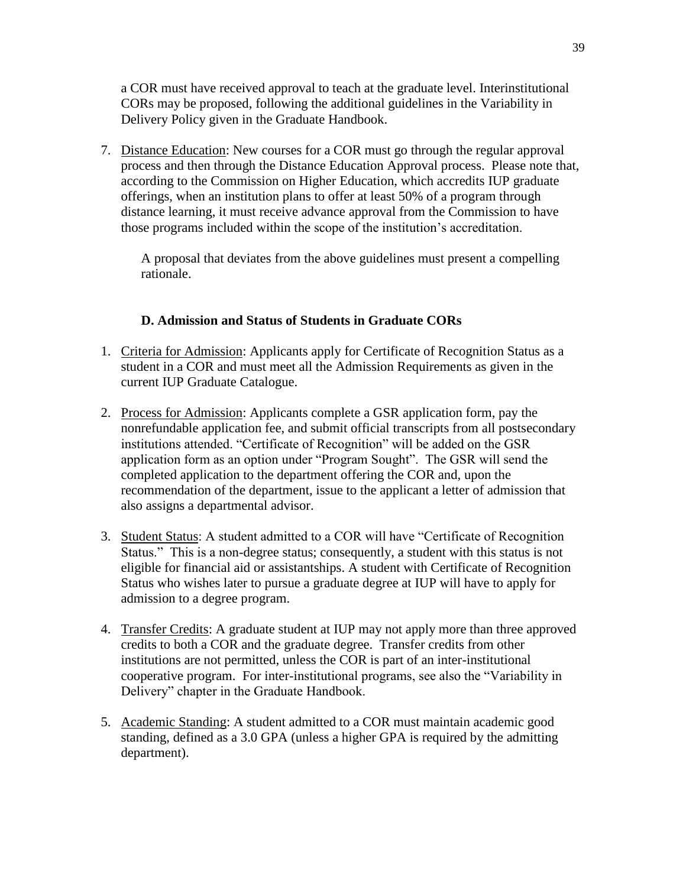a COR must have received approval to teach at the graduate level. Interinstitutional CORs may be proposed, following the additional guidelines in the Variability in Delivery Policy given in the Graduate Handbook.

7. Distance Education: New courses for a COR must go through the regular approval process and then through the Distance Education Approval process. Please note that, according to the Commission on Higher Education, which accredits IUP graduate offerings, when an institution plans to offer at least 50% of a program through distance learning, it must receive advance approval from the Commission to have those programs included within the scope of the institution's accreditation.

   A proposal that deviates from the above guidelines must present a compelling rationale.

### D. Admission and Status of Students in Graduate CORs

1. Criteria for Admission: Applicants apply for Certificate of Recognition Status as a student in a COR and must meet all the Admission Requirements as given in the current IUP Graduate Catalogue.

2. Process for Admission: Applicants complete a GSR application form, pay the nonrefundable application fee, and submit official transcripts from all postsecondary institutions attended. "Certificate of Recognition" will be added on the GSR application form as an option under "Program Sought". The GSR will send the completed application to the department offering the COR and, upon the recommendation of the department, issue to the applicant a letter of admission that also assigns a departmental advisor.

3. Student Status: A student admitted to a COR will have "Certificate of Recognition Status." This is a non-degree status; consequently, a student with this status is not eligible for financial aid or assistantships. A student with Certificate of Recognition Status who wishes later to pursue a graduate degree at IUP will have to apply for admission to a degree program.

4. Transfer Credits: A graduate student at IUP may not apply more than three approved credits to both a COR and the graduate degree. Transfer credits from other institutions are not permitted, unless the COR is part of an inter-institutional cooperative program. For inter-institutional programs, see also the "Variability in Delivery" chapter in the Graduate Handbook.

5. Academic Standing: A student admitted to a COR must maintain academic good standing, defined as a 3.0 GPA (unless a higher GPA is required by the admitting department).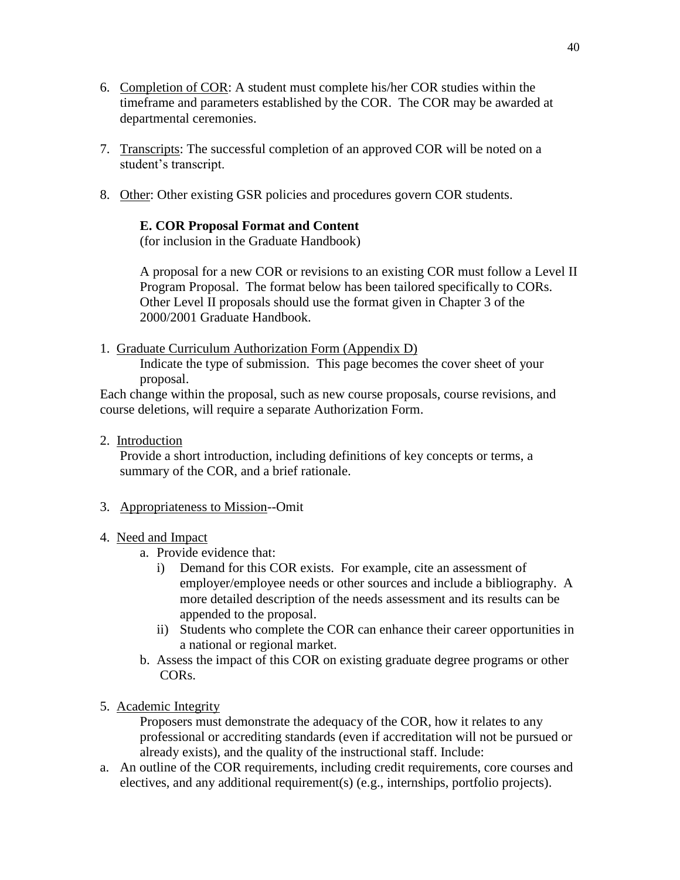6. Completion of COR: A student must complete his/her COR studies within the timeframe and parameters established by the COR. The COR may be awarded at departmental ceremonies.

7. Transcripts: The successful completion of an approved COR will be noted on a student's transcript.

8. Other: Other existing GSR policies and procedures govern COR students.

**E. COR Proposal Format and Content**

(for inclusion in the Graduate Handbook)

A proposal for a new COR or revisions to an existing COR must follow a Level II Program Proposal. The format below has been tailored specifically to CORs. Other Level II proposals should use the format given in Chapter 3 of the 2000/2001 Graduate Handbook.

1. Graduate Curriculum Authorization Form (Appendix D)

   Indicate the type of submission. This page becomes the cover sheet of your proposal.

Each change within the proposal, such as new course proposals, course revisions, and course deletions, will require a separate Authorization Form.

2. Introduction

   Provide a short introduction, including definitions of key concepts or terms, a summary of the COR, and a brief rationale.

3. Appropriateness to Mission--Omit

4. Need and Impact
   a. Provide evidence that:
      i) Demand for this COR exists. For example, cite an assessment of employer/employee needs or other sources and include a bibliography. A more detailed description of the needs assessment and its results can be appended to the proposal.
      ii) Students who complete the COR can enhance their career opportunities in a national or regional market.
   b. Assess the impact of this COR on existing graduate degree programs or other CORs.

5. Academic Integrity

   Proposers must demonstrate the adequacy of the COR, how it relates to any professional or accrediting standards (even if accreditation will not be pursued or already exists), and the quality of the instructional staff. Include:

a. An outline of the COR requirements, including credit requirements, core courses and electives, and any additional requirement(s) (e.g., internships, portfolio projects).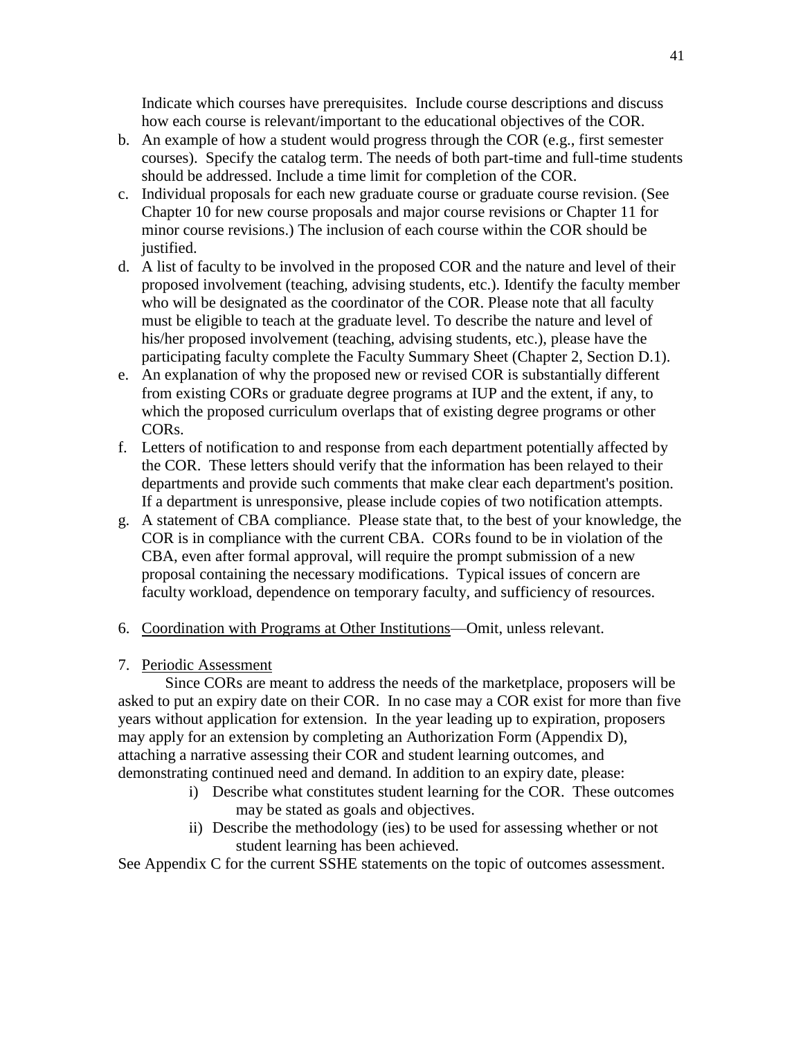Indicate which courses have prerequisites. Include course descriptions and discuss how each course is relevant/important to the educational objectives of the COR.

b. An example of how a student would progress through the COR (e.g., first semester courses). Specify the catalog term. The needs of both part-time and full-time students should be addressed. Include a time limit for completion of the COR.
c. Individual proposals for each new graduate course or graduate course revision. (See Chapter 10 for new course proposals and major course revisions or Chapter 11 for minor course revisions.) The inclusion of each course within the COR should be justified.
d. A list of faculty to be involved in the proposed COR and the nature and level of their proposed involvement (teaching, advising students, etc.). Identify the faculty member who will be designated as the coordinator of the COR. Please note that all faculty must be eligible to teach at the graduate level. To describe the nature and level of his/her proposed involvement (teaching, advising students, etc.), please have the participating faculty complete the Faculty Summary Sheet (Chapter 2, Section D.1).
e. An explanation of why the proposed new or revised COR is substantially different from existing CORs or graduate degree programs at IUP and the extent, if any, to which the proposed curriculum overlaps that of existing degree programs or other CORs.
f. Letters of notification to and response from each department potentially affected by the COR. These letters should verify that the information has been relayed to their departments and provide such comments that make clear each department's position. If a department is unresponsive, please include copies of two notification attempts.
g. A statement of CBA compliance. Please state that, to the best of your knowledge, the COR is in compliance with the current CBA. CORs found to be in violation of the CBA, even after formal approval, will require the prompt submission of a new proposal containing the necessary modifications. Typical issues of concern are faculty workload, dependence on temporary faculty, and sufficiency of resources.

6. <u>Coordination with Programs at Other Institutions</u>—Omit, unless relevant.

7. <u>Periodic Assessment</u>

Since CORs are meant to address the needs of the marketplace, proposers will be asked to put an expiry date on their COR. In no case may a COR exist for more than five years without application for extension. In the year leading up to expiration, proposers may apply for an extension by completing an Authorization Form (Appendix D), attaching a narrative assessing their COR and student learning outcomes, and demonstrating continued need and demand. In addition to an expiry date, please:

i) Describe what constitutes student learning for the COR. These outcomes may be stated as goals and objectives.

ii) Describe the methodology (ies) to be used for assessing whether or not student learning has been achieved.

See Appendix C for the current SSHE statements on the topic of outcomes assessment.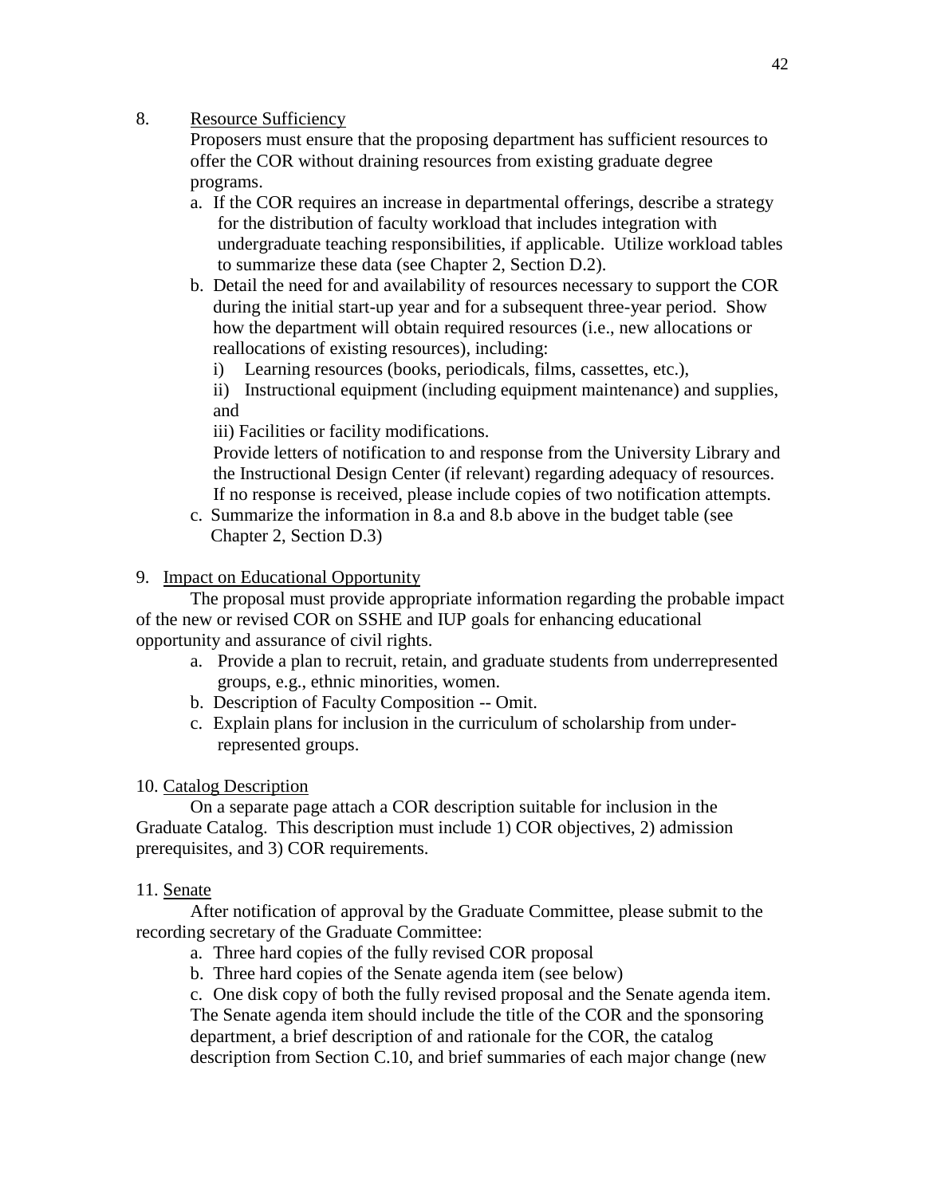8. <u>Resource Sufficiency</u>

Proposers must ensure that the proposing department has sufficient resources to offer the COR without draining resources from existing graduate degree programs.

a. If the COR requires an increase in departmental offerings, describe a strategy for the distribution of faculty workload that includes integration with undergraduate teaching responsibilities, if applicable. Utilize workload tables to summarize these data (see Chapter 2, Section D.2).

b. Detail the need for and availability of resources necessary to support the COR during the initial start-up year and for a subsequent three-year period. Show how the department will obtain required resources (i.e., new allocations or reallocations of existing resources), including:

i) Learning resources (books, periodicals, films, cassettes, etc.),

ii) Instructional equipment (including equipment maintenance) and supplies, and

iii) Facilities or facility modifications.

Provide letters of notification to and response from the University Library and the Instructional Design Center (if relevant) regarding adequacy of resources. If no response is received, please include copies of two notification attempts.

c. Summarize the information in 8.a and 8.b above in the budget table (see Chapter 2, Section D.3)

9. <u>Impact on Educational Opportunity</u>

The proposal must provide appropriate information regarding the probable impact of the new or revised COR on SSHE and IUP goals for enhancing educational opportunity and assurance of civil rights.

a. Provide a plan to recruit, retain, and graduate students from underrepresented groups, e.g., ethnic minorities, women.

b. Description of Faculty Composition -- Omit.

c. Explain plans for inclusion in the curriculum of scholarship from under-represented groups.

10. <u>Catalog Description</u>

On a separate page attach a COR description suitable for inclusion in the Graduate Catalog. This description must include 1) COR objectives, 2) admission prerequisites, and 3) COR requirements.

11. <u>Senate</u>

After notification of approval by the Graduate Committee, please submit to the recording secretary of the Graduate Committee:

a. Three hard copies of the fully revised COR proposal

b. Three hard copies of the Senate agenda item (see below)

c. One disk copy of both the fully revised proposal and the Senate agenda item. The Senate agenda item should include the title of the COR and the sponsoring department, a brief description of and rationale for the COR, the catalog description from Section C.10, and brief summaries of each major change (new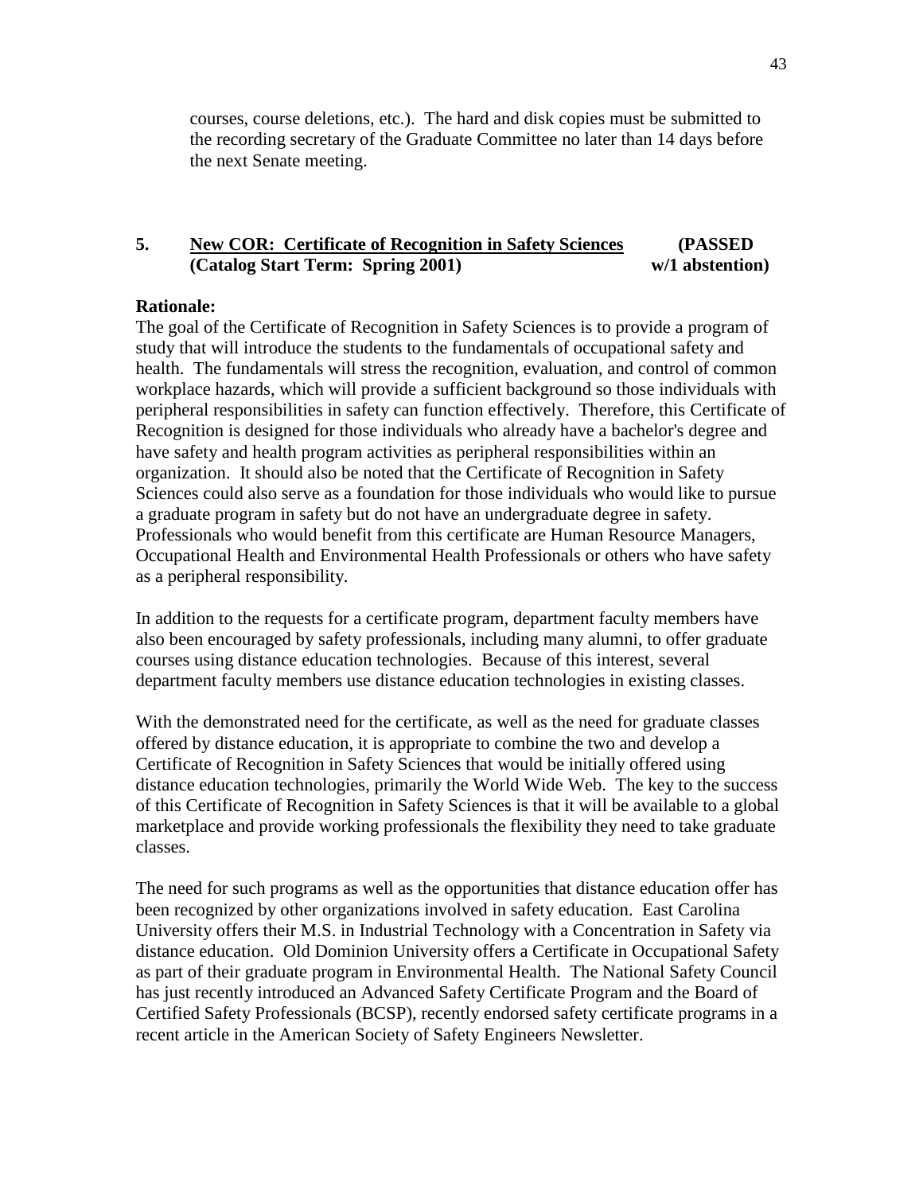courses, course deletions, etc.). The hard and disk copies must be submitted to the recording secretary of the Graduate Committee no later than 14 days before the next Senate meeting.

**5. New COR: Certificate of Recognition in Safety Sciences (PASSED**
**(Catalog Start Term: Spring 2001) w/1 abstention)**

**Rationale:**

The goal of the Certificate of Recognition in Safety Sciences is to provide a program of study that will introduce the students to the fundamentals of occupational safety and health. The fundamentals will stress the recognition, evaluation, and control of common workplace hazards, which will provide a sufficient background so those individuals with peripheral responsibilities in safety can function effectively. Therefore, this Certificate of Recognition is designed for those individuals who already have a bachelor's degree and have safety and health program activities as peripheral responsibilities within an organization. It should also be noted that the Certificate of Recognition in Safety Sciences could also serve as a foundation for those individuals who would like to pursue a graduate program in safety but do not have an undergraduate degree in safety. Professionals who would benefit from this certificate are Human Resource Managers, Occupational Health and Environmental Health Professionals or others who have safety as a peripheral responsibility.

In addition to the requests for a certificate program, department faculty members have also been encouraged by safety professionals, including many alumni, to offer graduate courses using distance education technologies. Because of this interest, several department faculty members use distance education technologies in existing classes.

With the demonstrated need for the certificate, as well as the need for graduate classes offered by distance education, it is appropriate to combine the two and develop a Certificate of Recognition in Safety Sciences that would be initially offered using distance education technologies, primarily the World Wide Web. The key to the success of this Certificate of Recognition in Safety Sciences is that it will be available to a global marketplace and provide working professionals the flexibility they need to take graduate classes.

The need for such programs as well as the opportunities that distance education offer has been recognized by other organizations involved in safety education. East Carolina University offers their M.S. in Industrial Technology with a Concentration in Safety via distance education. Old Dominion University offers a Certificate in Occupational Safety as part of their graduate program in Environmental Health. The National Safety Council has just recently introduced an Advanced Safety Certificate Program and the Board of Certified Safety Professionals (BCSP), recently endorsed safety certificate programs in a recent article in the American Society of Safety Engineers Newsletter.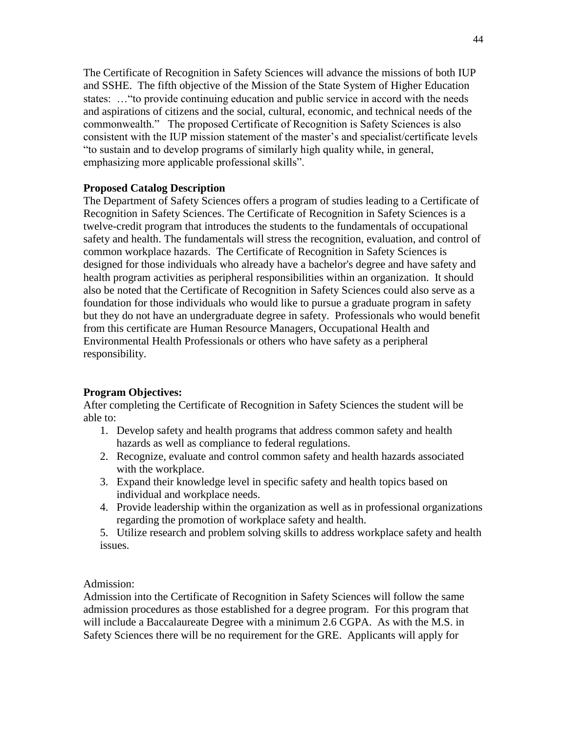The Certificate of Recognition in Safety Sciences will advance the missions of both IUP and SSHE. The fifth objective of the Mission of the State System of Higher Education states: …"to provide continuing education and public service in accord with the needs and aspirations of citizens and the social, cultural, economic, and technical needs of the commonwealth." The proposed Certificate of Recognition is Safety Sciences is also consistent with the IUP mission statement of the master's and specialist/certificate levels "to sustain and to develop programs of similarly high quality while, in general, emphasizing more applicable professional skills".

**Proposed Catalog Description**

The Department of Safety Sciences offers a program of studies leading to a Certificate of Recognition in Safety Sciences. The Certificate of Recognition in Safety Sciences is a twelve-credit program that introduces the students to the fundamentals of occupational safety and health. The fundamentals will stress the recognition, evaluation, and control of common workplace hazards. The Certificate of Recognition in Safety Sciences is designed for those individuals who already have a bachelor's degree and have safety and health program activities as peripheral responsibilities within an organization. It should also be noted that the Certificate of Recognition in Safety Sciences could also serve as a foundation for those individuals who would like to pursue a graduate program in safety but they do not have an undergraduate degree in safety. Professionals who would benefit from this certificate are Human Resource Managers, Occupational Health and Environmental Health Professionals or others who have safety as a peripheral responsibility.

**Program Objectives:**

After completing the Certificate of Recognition in Safety Sciences the student will be able to:

1. Develop safety and health programs that address common safety and health hazards as well as compliance to federal regulations.
2. Recognize, evaluate and control common safety and health hazards associated with the workplace.
3. Expand their knowledge level in specific safety and health topics based on individual and workplace needs.
4. Provide leadership within the organization as well as in professional organizations regarding the promotion of workplace safety and health.
5. Utilize research and problem solving skills to address workplace safety and health issues.

Admission:

Admission into the Certificate of Recognition in Safety Sciences will follow the same admission procedures as those established for a degree program. For this program that will include a Baccalaureate Degree with a minimum 2.6 CGPA. As with the M.S. in Safety Sciences there will be no requirement for the GRE. Applicants will apply for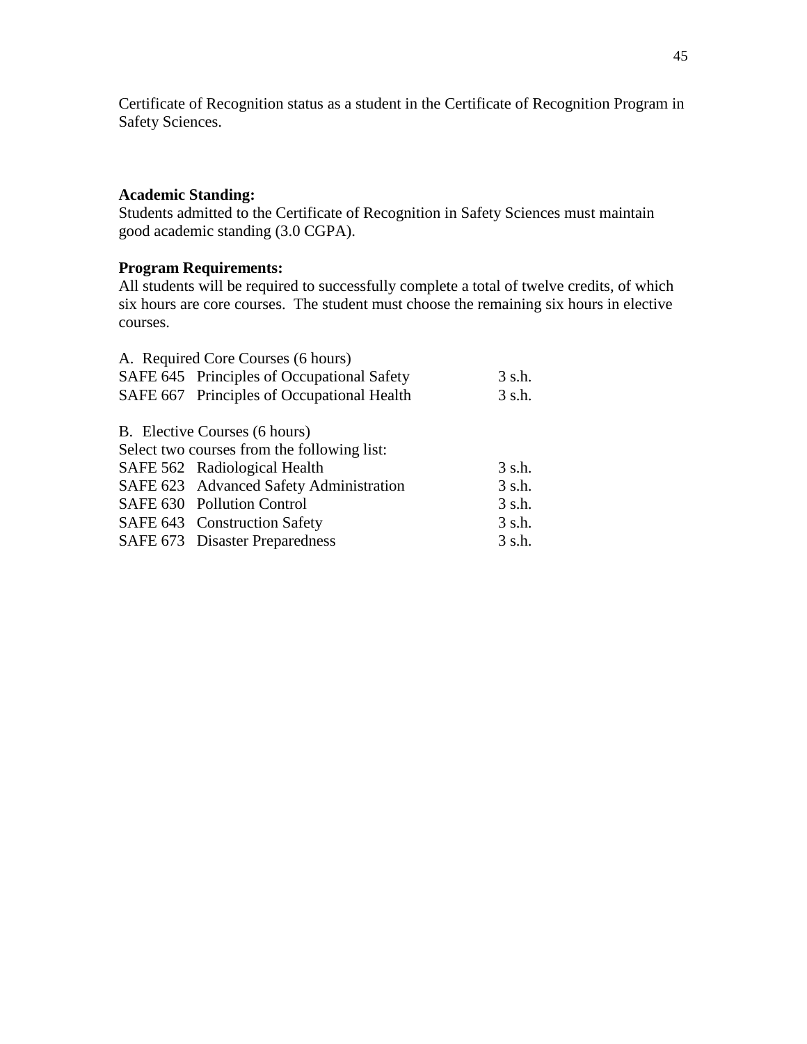Certificate of Recognition status as a student in the Certificate of Recognition Program in Safety Sciences.

**Academic Standing:**
Students admitted to the Certificate of Recognition in Safety Sciences must maintain good academic standing (3.0 CGPA).

**Program Requirements:**
All students will be required to successfully complete a total of twelve credits, of which six hours are core courses. The student must choose the remaining six hours in elective courses.

A. Required Core Courses (6 hours)

| | | |
|---|---|---|
| SAFE 645 | Principles of Occupational Safety | 3 s.h. |
| SAFE 667 | Principles of Occupational Health | 3 s.h. |

B. Elective Courses (6 hours)

Select two courses from the following list:

| | | |
|---|---|---|
| SAFE 562 | Radiological Health | 3 s.h. |
| SAFE 623 | Advanced Safety Administration | 3 s.h. |
| SAFE 630 | Pollution Control | 3 s.h. |
| SAFE 643 | Construction Safety | 3 s.h. |
| SAFE 673 | Disaster Preparedness | 3 s.h. |